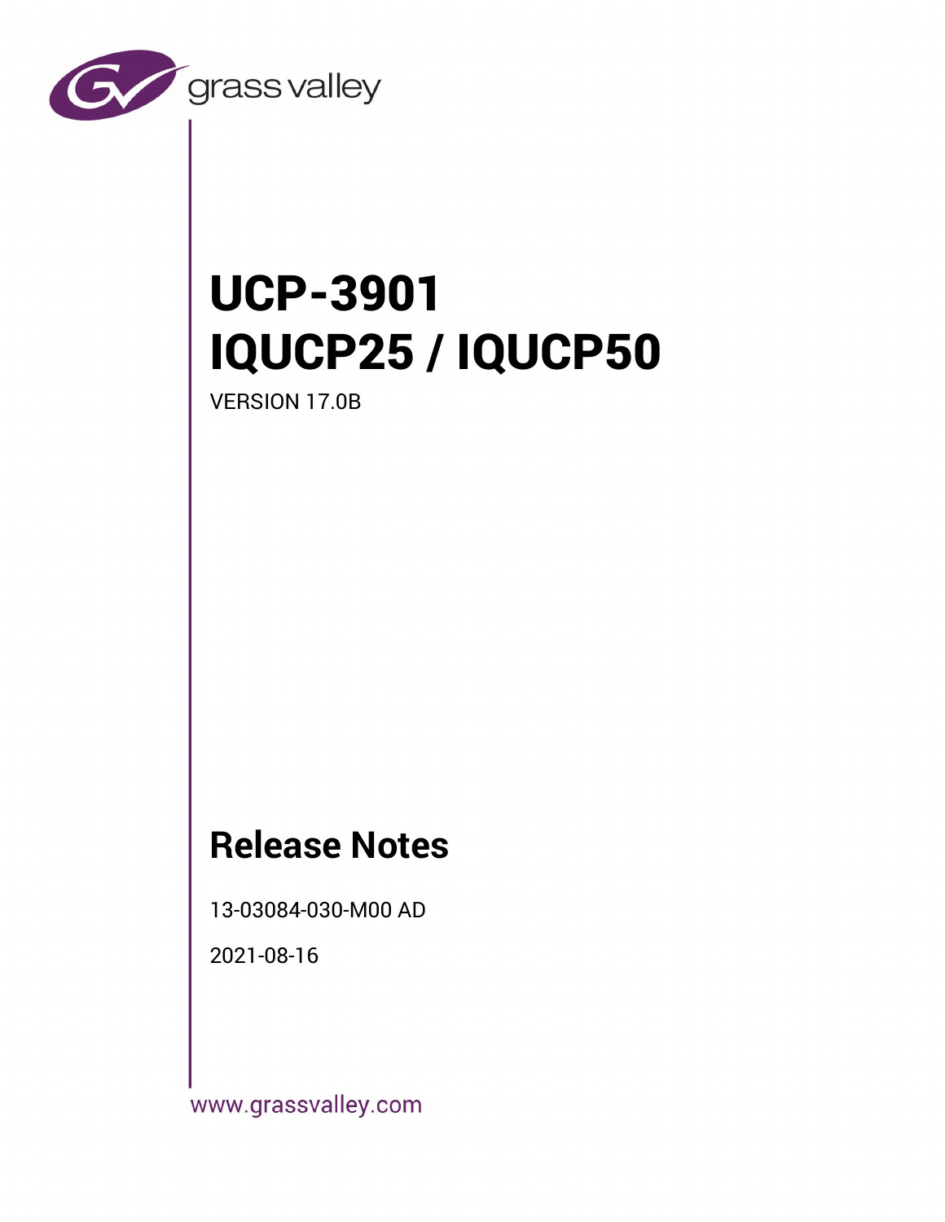grass valley

# UCP-3901
# IQUCP25 / IQUCP50

VERSION 17.0B

## Release Notes

13-03084-030-M00 AD

2021-08-16

www.grassvalley.com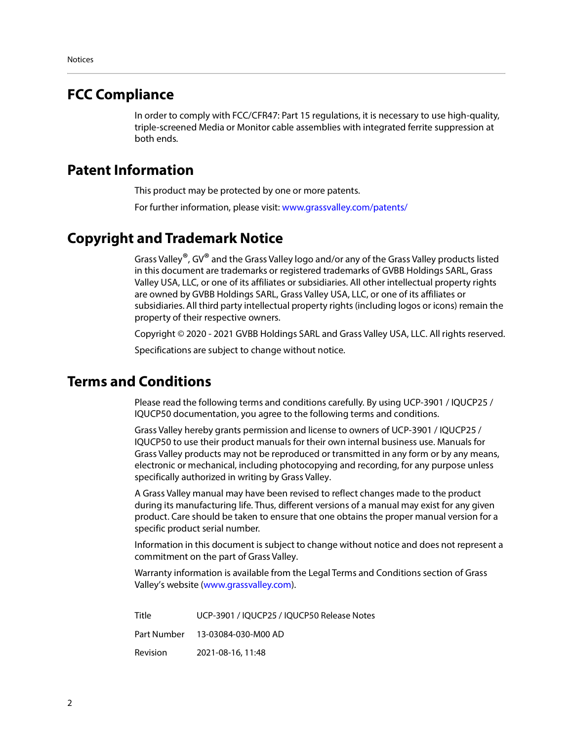## FCC Compliance

In order to comply with FCC/CFR47: Part 15 regulations, it is necessary to use high-quality, triple-screened Media or Monitor cable assemblies with integrated ferrite suppression at both ends.

## Patent Information

This product may be protected by one or more patents.

For further information, please visit: www.grassvalley.com/patents/

## Copyright and Trademark Notice

Grass Valley®, GV® and the Grass Valley logo and/or any of the Grass Valley products listed in this document are trademarks or registered trademarks of GVBB Holdings SARL, Grass Valley USA, LLC, or one of its affiliates or subsidiaries. All other intellectual property rights are owned by GVBB Holdings SARL, Grass Valley USA, LLC, or one of its affiliates or subsidiaries. All third party intellectual property rights (including logos or icons) remain the property of their respective owners.

Copyright © 2020 - 2021 GVBB Holdings SARL and Grass Valley USA, LLC. All rights reserved.

Specifications are subject to change without notice.

## Terms and Conditions

Please read the following terms and conditions carefully. By using UCP-3901 / IQUCP25 / IQUCP50 documentation, you agree to the following terms and conditions.

Grass Valley hereby grants permission and license to owners of UCP-3901 / IQUCP25 / IQUCP50 to use their product manuals for their own internal business use. Manuals for Grass Valley products may not be reproduced or transmitted in any form or by any means, electronic or mechanical, including photocopying and recording, for any purpose unless specifically authorized in writing by Grass Valley.

A Grass Valley manual may have been revised to reflect changes made to the product during its manufacturing life. Thus, different versions of a manual may exist for any given product. Care should be taken to ensure that one obtains the proper manual version for a specific product serial number.

Information in this document is subject to change without notice and does not represent a commitment on the part of Grass Valley.

Warranty information is available from the Legal Terms and Conditions section of Grass Valley's website (www.grassvalley.com).

| | |
|---|---|
| Title | UCP-3901 / IQUCP25 / IQUCP50 Release Notes |
| Part Number | 13-03084-030-M00 AD |
| Revision | 2021-08-16, 11:48 |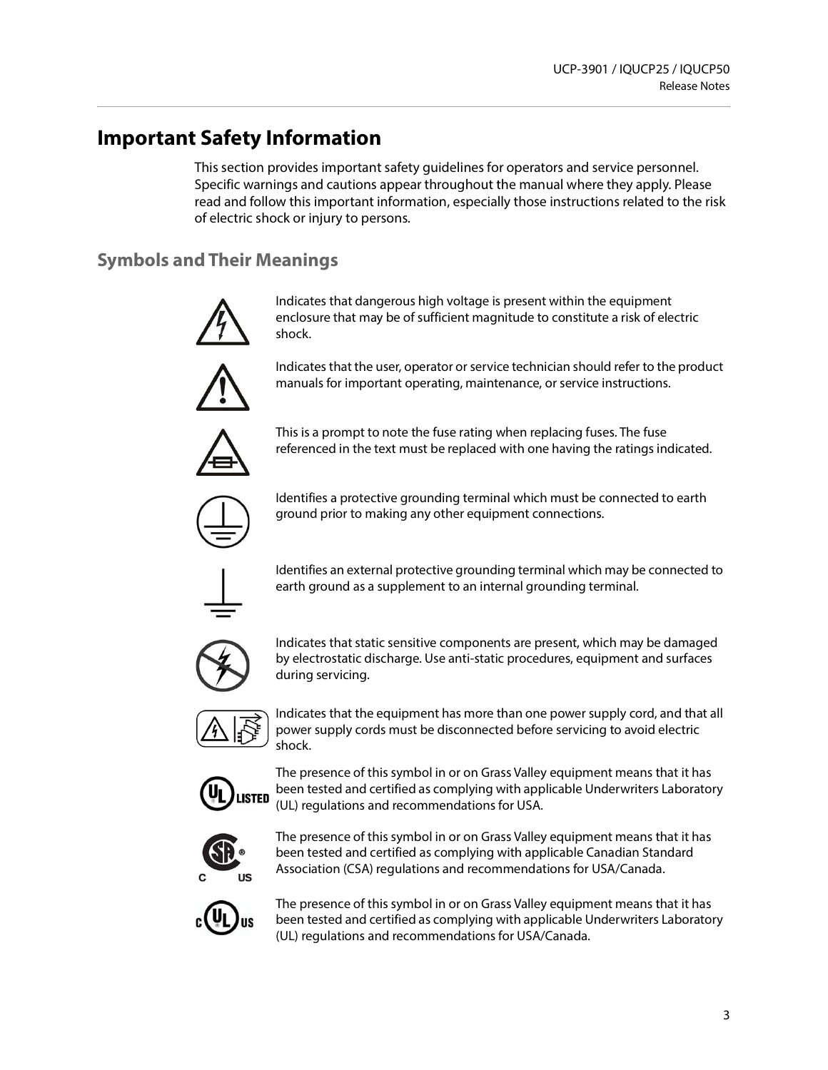# Important Safety Information

This section provides important safety guidelines for operators and service personnel. Specific warnings and cautions appear throughout the manual where they apply. Please read and follow this important information, especially those instructions related to the risk of electric shock or injury to persons.

## Symbols and Their Meanings

Indicates that dangerous high voltage is present within the equipment enclosure that may be of sufficient magnitude to constitute a risk of electric shock.

Indicates that the user, operator or service technician should refer to the product manuals for important operating, maintenance, or service instructions.

This is a prompt to note the fuse rating when replacing fuses. The fuse referenced in the text must be replaced with one having the ratings indicated.

Identifies a protective grounding terminal which must be connected to earth ground prior to making any other equipment connections.

Identifies an external protective grounding terminal which may be connected to earth ground as a supplement to an internal grounding terminal.

Indicates that static sensitive components are present, which may be damaged by electrostatic discharge. Use anti-static procedures, equipment and surfaces during servicing.

Indicates that the equipment has more than one power supply cord, and that all power supply cords must be disconnected before servicing to avoid electric shock.

The presence of this symbol in or on Grass Valley equipment means that it has been tested and certified as complying with applicable Underwriters Laboratory (UL) regulations and recommendations for USA.

The presence of this symbol in or on Grass Valley equipment means that it has been tested and certified as complying with applicable Canadian Standard Association (CSA) regulations and recommendations for USA/Canada.

The presence of this symbol in or on Grass Valley equipment means that it has been tested and certified as complying with applicable Underwriters Laboratory (UL) regulations and recommendations for USA/Canada.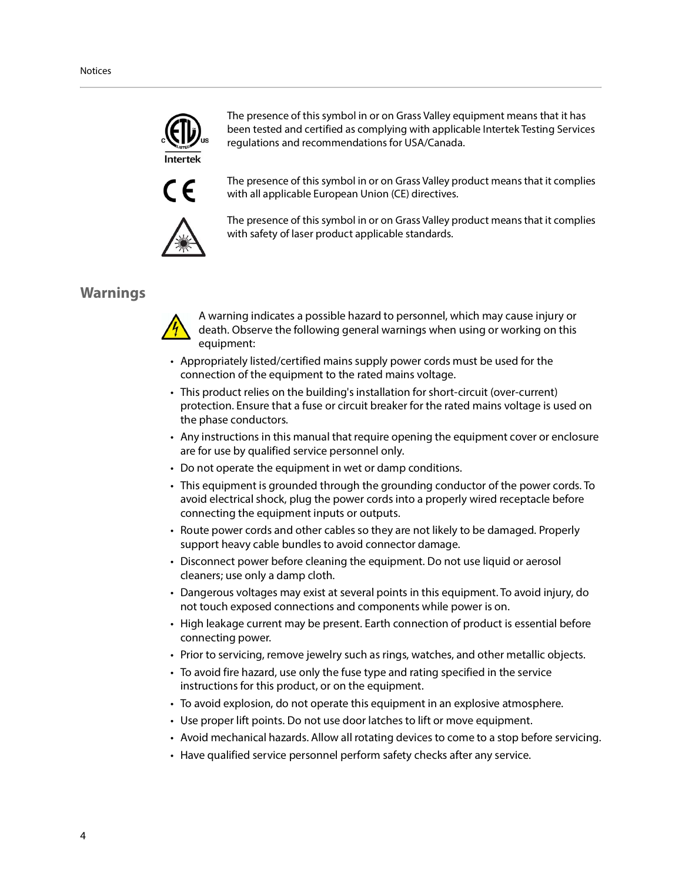The presence of this symbol in or on Grass Valley equipment means that it has been tested and certified as complying with applicable Intertek Testing Services regulations and recommendations for USA/Canada.

The presence of this symbol in or on Grass Valley product means that it complies with all applicable European Union (CE) directives.

The presence of this symbol in or on Grass Valley product means that it complies with safety of laser product applicable standards.

## Warnings

A warning indicates a possible hazard to personnel, which may cause injury or death. Observe the following general warnings when using or working on this equipment:

- Appropriately listed/certified mains supply power cords must be used for the connection of the equipment to the rated mains voltage.
- This product relies on the building's installation for short-circuit (over-current) protection. Ensure that a fuse or circuit breaker for the rated mains voltage is used on the phase conductors.
- Any instructions in this manual that require opening the equipment cover or enclosure are for use by qualified service personnel only.
- Do not operate the equipment in wet or damp conditions.
- This equipment is grounded through the grounding conductor of the power cords. To avoid electrical shock, plug the power cords into a properly wired receptacle before connecting the equipment inputs or outputs.
- Route power cords and other cables so they are not likely to be damaged. Properly support heavy cable bundles to avoid connector damage.
- Disconnect power before cleaning the equipment. Do not use liquid or aerosol cleaners; use only a damp cloth.
- Dangerous voltages may exist at several points in this equipment. To avoid injury, do not touch exposed connections and components while power is on.
- High leakage current may be present. Earth connection of product is essential before connecting power.
- Prior to servicing, remove jewelry such as rings, watches, and other metallic objects.
- To avoid fire hazard, use only the fuse type and rating specified in the service instructions for this product, or on the equipment.
- To avoid explosion, do not operate this equipment in an explosive atmosphere.
- Use proper lift points. Do not use door latches to lift or move equipment.
- Avoid mechanical hazards. Allow all rotating devices to come to a stop before servicing.
- Have qualified service personnel perform safety checks after any service.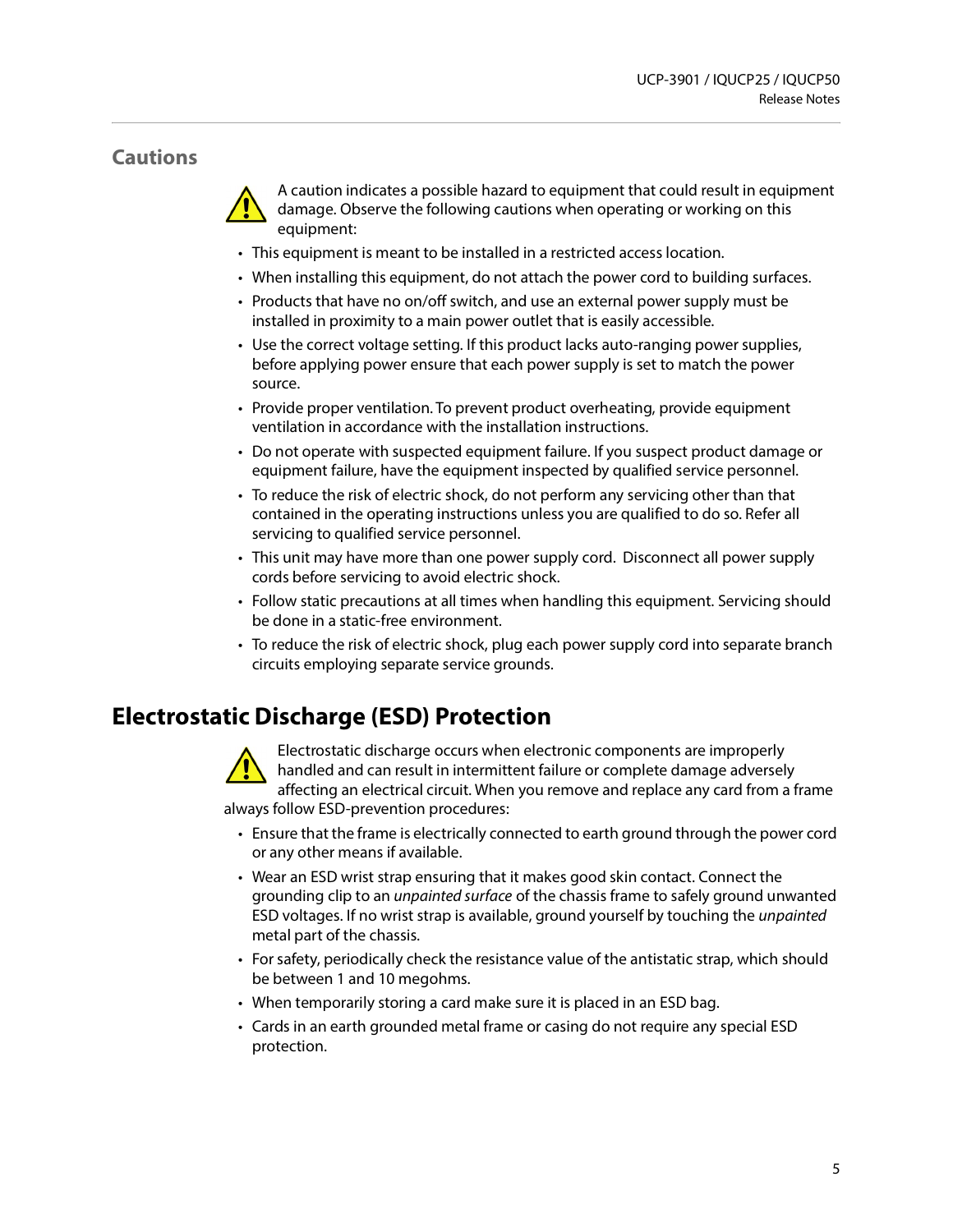## Cautions

A caution indicates a possible hazard to equipment that could result in equipment damage. Observe the following cautions when operating or working on this equipment:

- This equipment is meant to be installed in a restricted access location.
- When installing this equipment, do not attach the power cord to building surfaces.
- Products that have no on/off switch, and use an external power supply must be installed in proximity to a main power outlet that is easily accessible.
- Use the correct voltage setting. If this product lacks auto-ranging power supplies, before applying power ensure that each power supply is set to match the power source.
- Provide proper ventilation. To prevent product overheating, provide equipment ventilation in accordance with the installation instructions.
- Do not operate with suspected equipment failure. If you suspect product damage or equipment failure, have the equipment inspected by qualified service personnel.
- To reduce the risk of electric shock, do not perform any servicing other than that contained in the operating instructions unless you are qualified to do so. Refer all servicing to qualified service personnel.
- This unit may have more than one power supply cord. Disconnect all power supply cords before servicing to avoid electric shock.
- Follow static precautions at all times when handling this equipment. Servicing should be done in a static-free environment.
- To reduce the risk of electric shock, plug each power supply cord into separate branch circuits employing separate service grounds.

# Electrostatic Discharge (ESD) Protection

Electrostatic discharge occurs when electronic components are improperly handled and can result in intermittent failure or complete damage adversely affecting an electrical circuit. When you remove and replace any card from a frame always follow ESD-prevention procedures:

- Ensure that the frame is electrically connected to earth ground through the power cord or any other means if available.
- Wear an ESD wrist strap ensuring that it makes good skin contact. Connect the grounding clip to an *unpainted surface* of the chassis frame to safely ground unwanted ESD voltages. If no wrist strap is available, ground yourself by touching the *unpainted* metal part of the chassis.
- For safety, periodically check the resistance value of the antistatic strap, which should be between 1 and 10 megohms.
- When temporarily storing a card make sure it is placed in an ESD bag.
- Cards in an earth grounded metal frame or casing do not require any special ESD protection.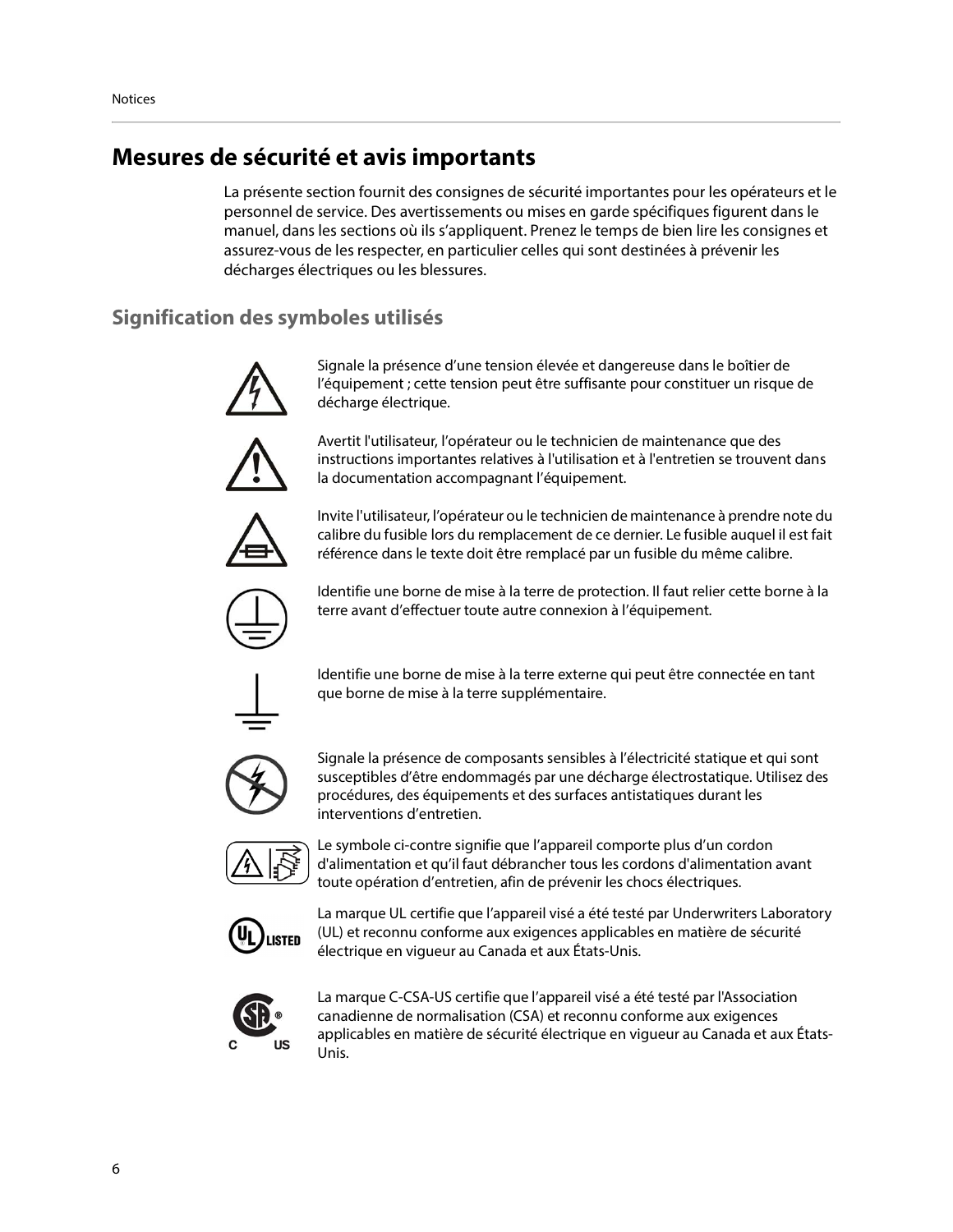# Mesures de sécurité et avis importants

La présente section fournit des consignes de sécurité importantes pour les opérateurs et le personnel de service. Des avertissements ou mises en garde spécifiques figurent dans le manuel, dans les sections où ils s'appliquent. Prenez le temps de bien lire les consignes et assurez-vous de les respecter, en particulier celles qui sont destinées à prévenir les décharges électriques ou les blessures.

## Signification des symboles utilisés

Signale la présence d'une tension élevée et dangereuse dans le boîtier de l'équipement ; cette tension peut être suffisante pour constituer un risque de décharge électrique.

Avertit l'utilisateur, l'opérateur ou le technicien de maintenance que des instructions importantes relatives à l'utilisation et à l'entretien se trouvent dans la documentation accompagnant l'équipement.

Invite l'utilisateur, l'opérateur ou le technicien de maintenance à prendre note du calibre du fusible lors du remplacement de ce dernier. Le fusible auquel il est fait référence dans le texte doit être remplacé par un fusible du même calibre.

Identifie une borne de mise à la terre de protection. Il faut relier cette borne à la terre avant d'effectuer toute autre connexion à l'équipement.

Identifie une borne de mise à la terre externe qui peut être connectée en tant que borne de mise à la terre supplémentaire.

Signale la présence de composants sensibles à l'électricité statique et qui sont susceptibles d'être endommagés par une décharge électrostatique. Utilisez des procédures, des équipements et des surfaces antistatiques durant les interventions d'entretien.

Le symbole ci-contre signifie que l'appareil comporte plus d'un cordon d'alimentation et qu'il faut débrancher tous les cordons d'alimentation avant toute opération d'entretien, afin de prévenir les chocs électriques.

La marque UL certifie que l'appareil visé a été testé par Underwriters Laboratory (UL) et reconnu conforme aux exigences applicables en matière de sécurité électrique en vigueur au Canada et aux États-Unis.

La marque C-CSA-US certifie que l'appareil visé a été testé par l'Association canadienne de normalisation (CSA) et reconnu conforme aux exigences applicables en matière de sécurité électrique en vigueur au Canada et aux États-Unis.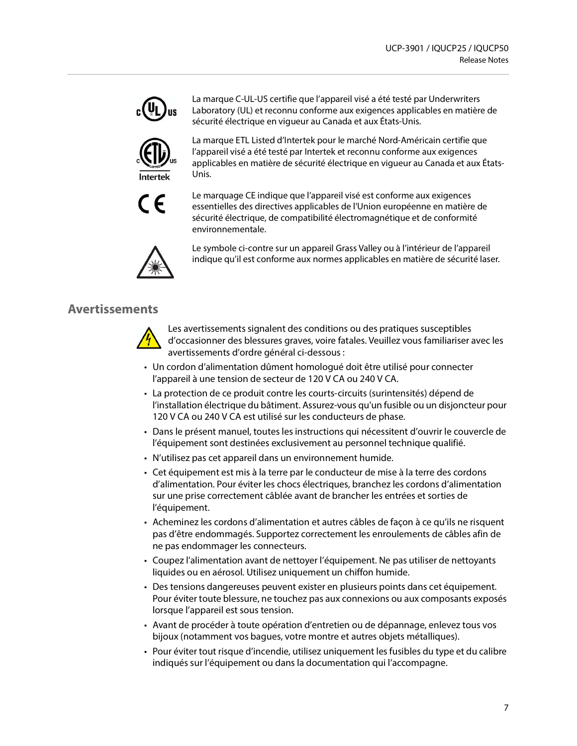La marque C-UL-US certifie que l'appareil visé a été testé par Underwriters Laboratory (UL) et reconnu conforme aux exigences applicables en matière de sécurité électrique en vigueur au Canada et aux États-Unis.

La marque ETL Listed d'Intertek pour le marché Nord-Américain certifie que l'appareil visé a été testé par Intertek et reconnu conforme aux exigences applicables en matière de sécurité électrique en vigueur au Canada et aux États-Unis.

Le marquage CE indique que l'appareil visé est conforme aux exigences essentielles des directives applicables de l'Union européenne en matière de sécurité électrique, de compatibilité électromagnétique et de conformité environnementale.

Le symbole ci-contre sur un appareil Grass Valley ou à l'intérieur de l'appareil indique qu'il est conforme aux normes applicables en matière de sécurité laser.

## Avertissements

Les avertissements signalent des conditions ou des pratiques susceptibles d'occasionner des blessures graves, voire fatales. Veuillez vous familiariser avec les avertissements d'ordre général ci-dessous :

- Un cordon d'alimentation dûment homologué doit être utilisé pour connecter l'appareil à une tension de secteur de 120 V CA ou 240 V CA.
- La protection de ce produit contre les courts-circuits (surintensités) dépend de l'installation électrique du bâtiment. Assurez-vous qu'un fusible ou un disjoncteur pour 120 V CA ou 240 V CA est utilisé sur les conducteurs de phase.
- Dans le présent manuel, toutes les instructions qui nécessitent d'ouvrir le couvercle de l'équipement sont destinées exclusivement au personnel technique qualifié.
- N'utilisez pas cet appareil dans un environnement humide.
- Cet équipement est mis à la terre par le conducteur de mise à la terre des cordons d'alimentation. Pour éviter les chocs électriques, branchez les cordons d'alimentation sur une prise correctement câblée avant de brancher les entrées et sorties de l'équipement.
- Acheminez les cordons d'alimentation et autres câbles de façon à ce qu'ils ne risquent pas d'être endommagés. Supportez correctement les enroulements de câbles afin de ne pas endommager les connecteurs.
- Coupez l'alimentation avant de nettoyer l'équipement. Ne pas utiliser de nettoyants liquides ou en aérosol. Utilisez uniquement un chiffon humide.
- Des tensions dangereuses peuvent exister en plusieurs points dans cet équipement. Pour éviter toute blessure, ne touchez pas aux connexions ou aux composants exposés lorsque l'appareil est sous tension.
- Avant de procéder à toute opération d'entretien ou de dépannage, enlevez tous vos bijoux (notamment vos bagues, votre montre et autres objets métalliques).
- Pour éviter tout risque d'incendie, utilisez uniquement les fusibles du type et du calibre indiqués sur l'équipement ou dans la documentation qui l'accompagne.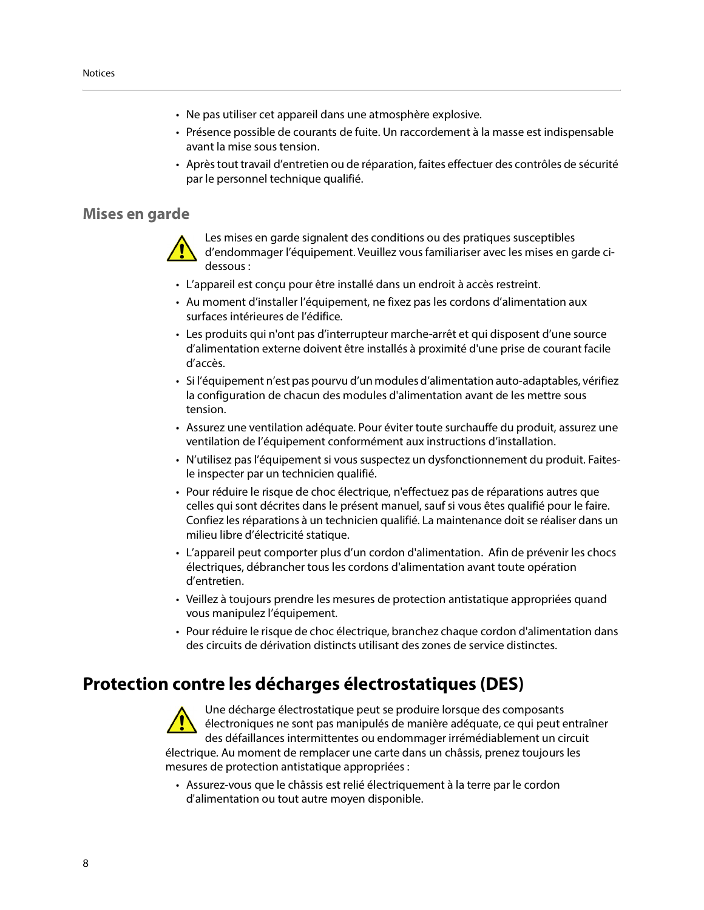- Ne pas utiliser cet appareil dans une atmosphère explosive.
- Présence possible de courants de fuite. Un raccordement à la masse est indispensable avant la mise sous tension.
- Après tout travail d'entretien ou de réparation, faites effectuer des contrôles de sécurité par le personnel technique qualifié.

### Mises en garde

Les mises en garde signalent des conditions ou des pratiques susceptibles d'endommager l'équipement. Veuillez vous familiariser avec les mises en garde ci-dessous :

- L'appareil est conçu pour être installé dans un endroit à accès restreint.
- Au moment d'installer l'équipement, ne fixez pas les cordons d'alimentation aux surfaces intérieures de l'édifice.
- Les produits qui n'ont pas d'interrupteur marche-arrêt et qui disposent d'une source d'alimentation externe doivent être installés à proximité d'une prise de courant facile d'accès.
- Si l'équipement n'est pas pourvu d'un modules d'alimentation auto-adaptables, vérifiez la configuration de chacun des modules d'alimentation avant de les mettre sous tension.
- Assurez une ventilation adéquate. Pour éviter toute surchauffe du produit, assurez une ventilation de l'équipement conformément aux instructions d'installation.
- N'utilisez pas l'équipement si vous suspectez un dysfonctionnement du produit. Faites-le inspecter par un technicien qualifié.
- Pour réduire le risque de choc électrique, n'effectuez pas de réparations autres que celles qui sont décrites dans le présent manuel, sauf si vous êtes qualifié pour le faire. Confiez les réparations à un technicien qualifié. La maintenance doit se réaliser dans un milieu libre d'électricité statique.
- L'appareil peut comporter plus d'un cordon d'alimentation. Afin de prévenir les chocs électriques, débrancher tous les cordons d'alimentation avant toute opération d'entretien.
- Veillez à toujours prendre les mesures de protection antistatique appropriées quand vous manipulez l'équipement.
- Pour réduire le risque de choc électrique, branchez chaque cordon d'alimentation dans des circuits de dérivation distincts utilisant des zones de service distinctes.

## Protection contre les décharges électrostatiques (DES)

Une décharge électrostatique peut se produire lorsque des composants électroniques ne sont pas manipulés de manière adéquate, ce qui peut entraîner des défaillances intermittentes ou endommager irrémédiablement un circuit électrique. Au moment de remplacer une carte dans un châssis, prenez toujours les mesures de protection antistatique appropriées :

- Assurez-vous que le châssis est relié électriquement à la terre par le cordon d'alimentation ou tout autre moyen disponible.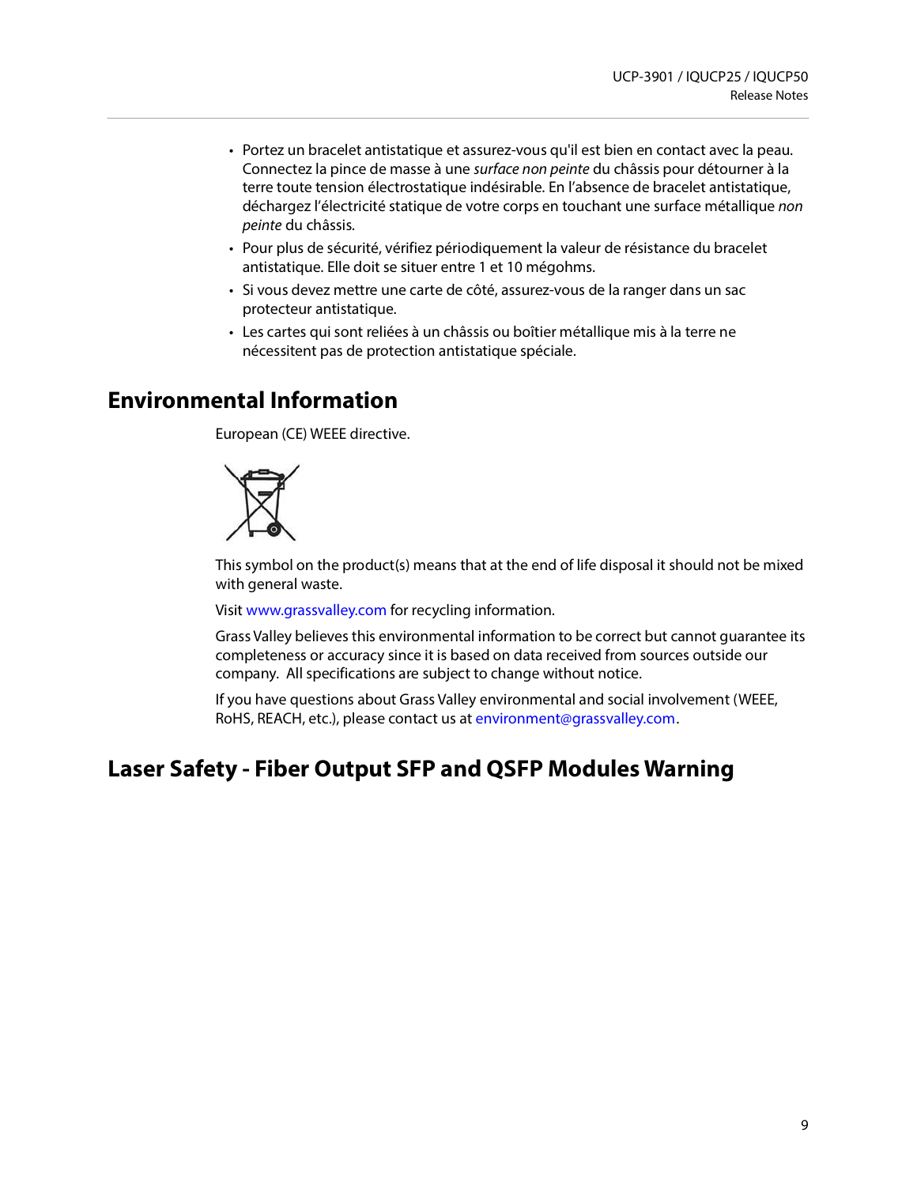- Portez un bracelet antistatique et assurez-vous qu'il est bien en contact avec la peau. Connectez la pince de masse à une *surface non peinte* du châssis pour détourner à la terre toute tension électrostatique indésirable. En l’absence de bracelet antistatique, déchargez l’électricité statique de votre corps en touchant une surface métallique *non peinte* du châssis.
- Pour plus de sécurité, vérifiez périodiquement la valeur de résistance du bracelet antistatique. Elle doit se situer entre 1 et 10 mégohms.
- Si vous devez mettre une carte de côté, assurez-vous de la ranger dans un sac protecteur antistatique.
- Les cartes qui sont reliées à un châssis ou boîtier métallique mis à la terre ne nécessitent pas de protection antistatique spéciale.

## Environmental Information

European (CE) WEEE directive.

This symbol on the product(s) means that at the end of life disposal it should not be mixed with general waste.

Visit www.grassvalley.com for recycling information.

Grass Valley believes this environmental information to be correct but cannot guarantee its completeness or accuracy since it is based on data received from sources outside our company.  All specifications are subject to change without notice.

If you have questions about Grass Valley environmental and social involvement (WEEE, RoHS, REACH, etc.), please contact us at environment@grassvalley.com.

## Laser Safety - Fiber Output SFP and QSFP Modules Warning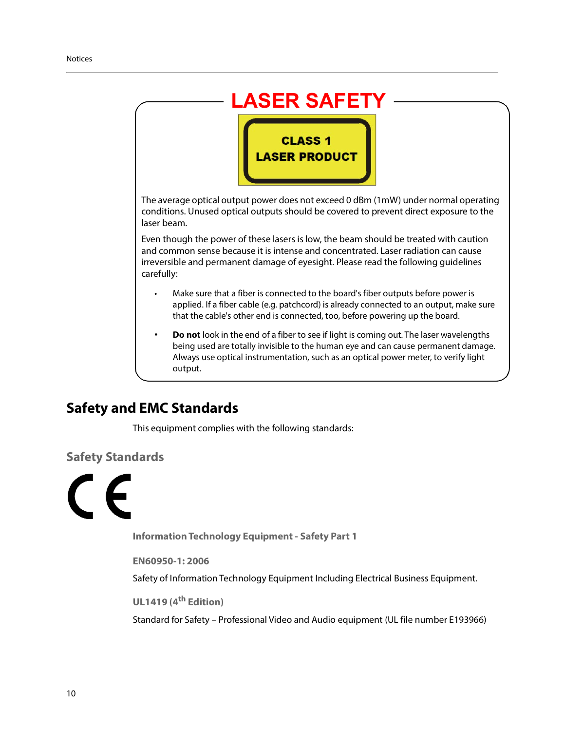## LASER SAFETY

**CLASS 1**
**LASER PRODUCT**

The average optical output power does not exceed 0 dBm (1mW) under normal operating conditions. Unused optical outputs should be covered to prevent direct exposure to the laser beam.

Even though the power of these lasers is low, the beam should be treated with caution and common sense because it is intense and concentrated. Laser radiation can cause irreversible and permanent damage of eyesight. Please read the following guidelines carefully:

- Make sure that a fiber is connected to the board's fiber outputs before power is applied. If a fiber cable (e.g. patchcord) is already connected to an output, make sure that the cable's other end is connected, too, before powering up the board.
- **Do not** look in the end of a fiber to see if light is coming out. The laser wavelengths being used are totally invisible to the human eye and can cause permanent damage. Always use optical instrumentation, such as an optical power meter, to verify light output.

# Safety and EMC Standards

This equipment complies with the following standards:

## Safety Standards

CE

**Information Technology Equipment - Safety Part 1**

**EN60950-1: 2006**

Safety of Information Technology Equipment Including Electrical Business Equipment.

**UL1419 (4th Edition)**

Standard for Safety – Professional Video and Audio equipment (UL file number E193966)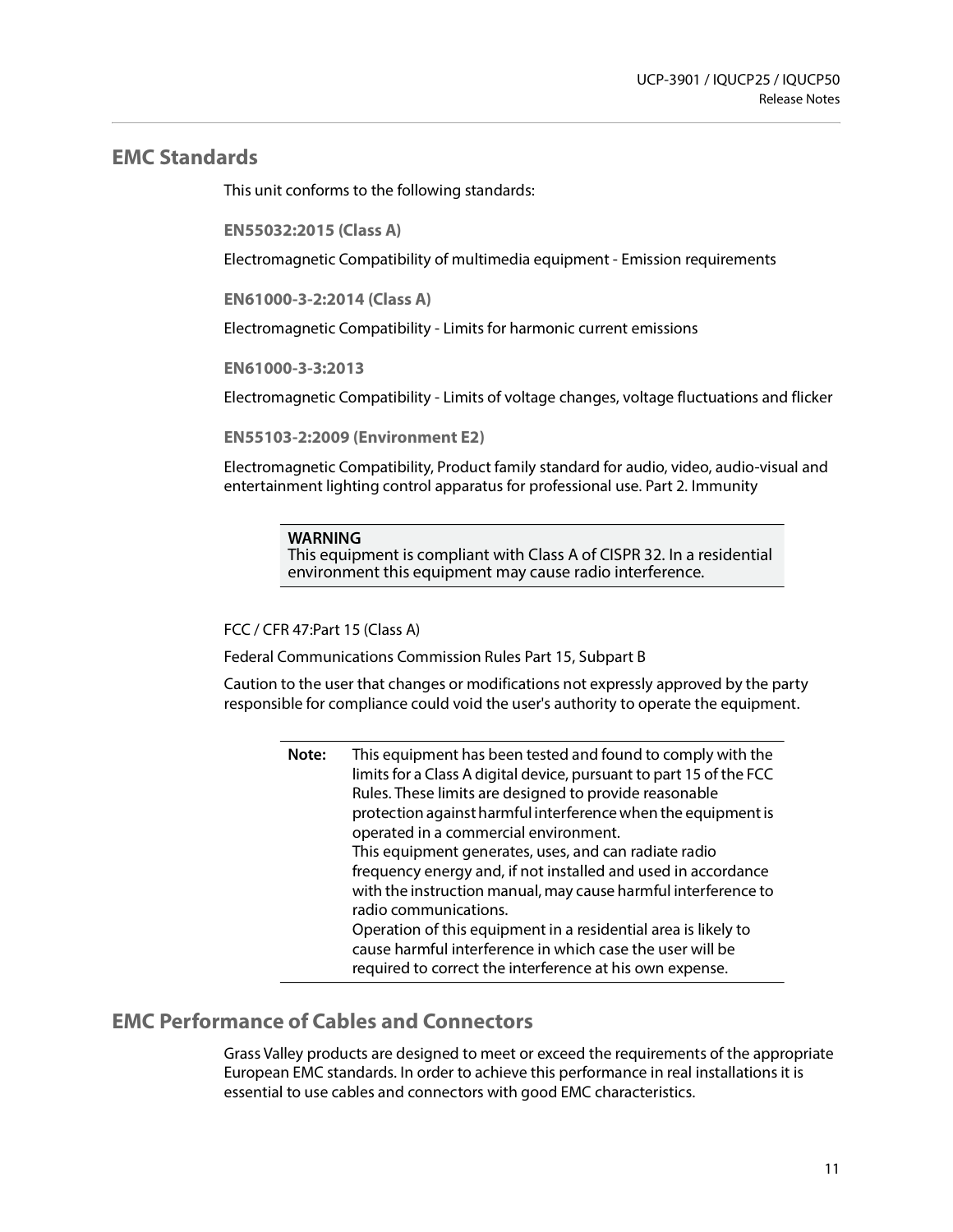## EMC Standards

This unit conforms to the following standards:

**EN55032:2015 (Class A)**

Electromagnetic Compatibility of multimedia equipment - Emission requirements

**EN61000-3-2:2014 (Class A)**

Electromagnetic Compatibility - Limits for harmonic current emissions

**EN61000-3-3:2013**

Electromagnetic Compatibility - Limits of voltage changes, voltage fluctuations and flicker

**EN55103-2:2009 (Environment E2)**

Electromagnetic Compatibility, Product family standard for audio, video, audio-visual and entertainment lighting control apparatus for professional use. Part 2. Immunity

> **WARNING**
> This equipment is compliant with Class A of CISPR 32. In a residential environment this equipment may cause radio interference.

FCC / CFR 47:Part 15 (Class A)

Federal Communications Commission Rules Part 15, Subpart B

Caution to the user that changes or modifications not expressly approved by the party responsible for compliance could void the user's authority to operate the equipment.

> **Note:** This equipment has been tested and found to comply with the limits for a Class A digital device, pursuant to part 15 of the FCC Rules. These limits are designed to provide reasonable protection against harmful interference when the equipment is operated in a commercial environment.
> This equipment generates, uses, and can radiate radio frequency energy and, if not installed and used in accordance with the instruction manual, may cause harmful interference to radio communications.
> Operation of this equipment in a residential area is likely to cause harmful interference in which case the user will be required to correct the interference at his own expense.

## EMC Performance of Cables and Connectors

Grass Valley products are designed to meet or exceed the requirements of the appropriate European EMC standards. In order to achieve this performance in real installations it is essential to use cables and connectors with good EMC characteristics.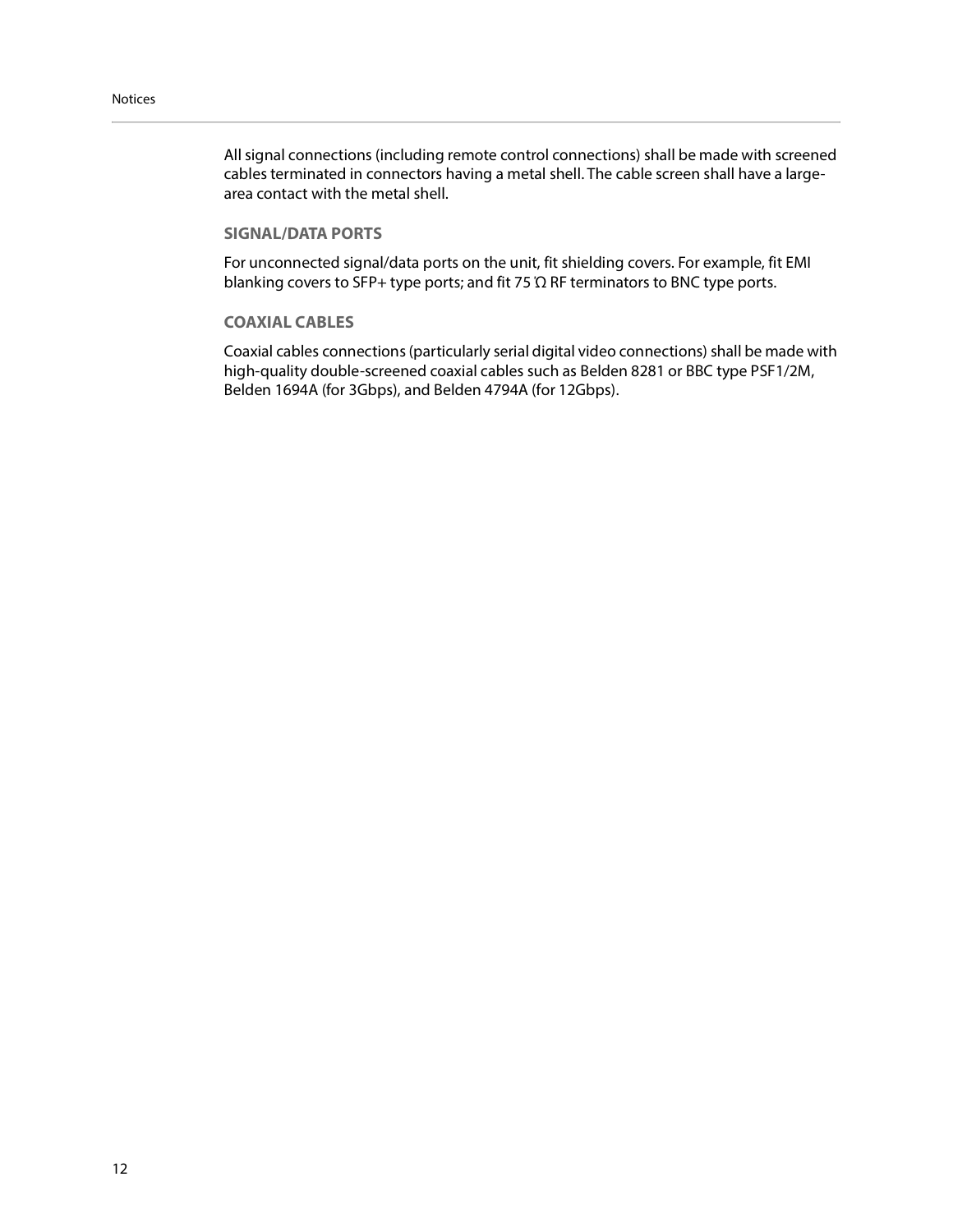All signal connections (including remote control connections) shall be made with screened cables terminated in connectors having a metal shell. The cable screen shall have a large-area contact with the metal shell.

### SIGNAL/DATA PORTS

For unconnected signal/data ports on the unit, fit shielding covers. For example, fit EMI blanking covers to SFP+ type ports; and fit 75 Ω RF terminators to BNC type ports.

### COAXIAL CABLES

Coaxial cables connections (particularly serial digital video connections) shall be made with high-quality double-screened coaxial cables such as Belden 8281 or BBC type PSF1/2M, Belden 1694A (for 3Gbps), and Belden 4794A (for 12Gbps).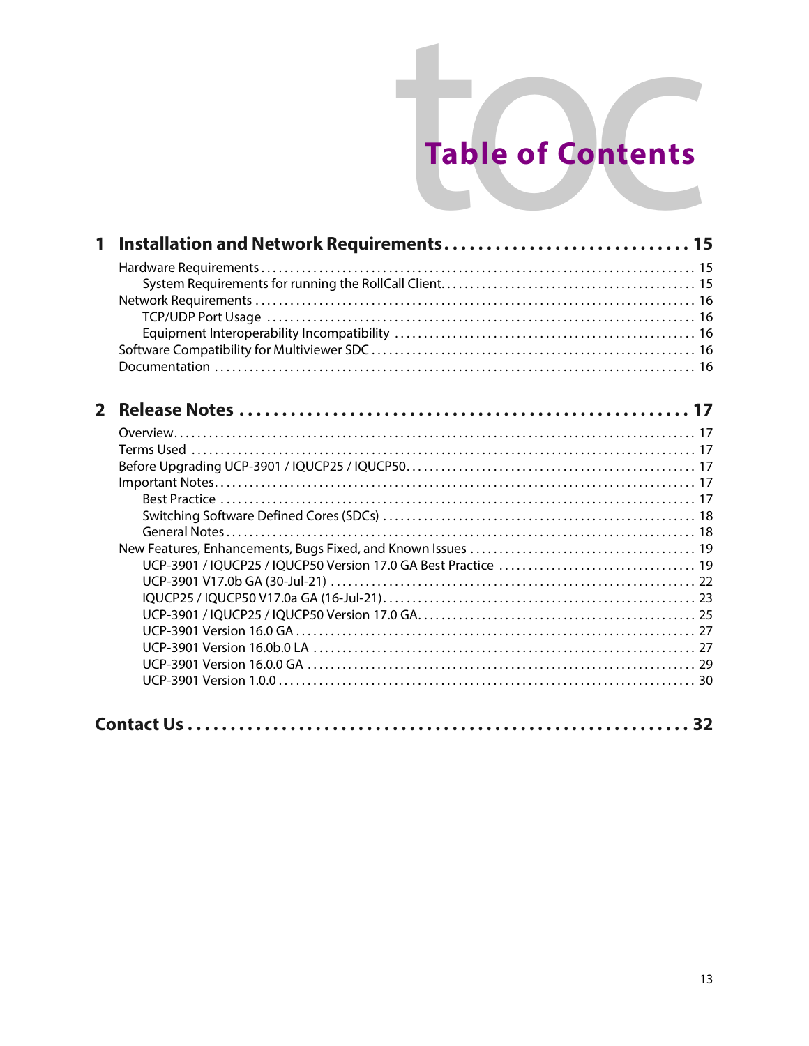# Table of Contents

**1 Installation and Network Requirements . . . . . . . . . . . . . . . . . . . . . . . . . . . . 15**

- Hardware Requirements . . . . . . . . . . . . . . . . . . . . . . . . . . . . . . . . . . . . . . . . . . . . . . . 15
  - System Requirements for running the RollCall Client. . . . . . . . . . . . . . . . . . . . . . . 15
- Network Requirements . . . . . . . . . . . . . . . . . . . . . . . . . . . . . . . . . . . . . . . . . . . . . . . 16
  - TCP/UDP Port Usage . . . . . . . . . . . . . . . . . . . . . . . . . . . . . . . . . . . . . . . . . . . . . 16
  - Equipment Interoperability Incompatibility . . . . . . . . . . . . . . . . . . . . . . . . . . . . . 16
- Software Compatibility for Multiviewer SDC . . . . . . . . . . . . . . . . . . . . . . . . . . . . . . . 16
- Documentation . . . . . . . . . . . . . . . . . . . . . . . . . . . . . . . . . . . . . . . . . . . . . . . . . . . 16

**2 Release Notes . . . . . . . . . . . . . . . . . . . . . . . . . . . . . . . . . . . . . . . . . . . . . . 17**

- Overview. . . . . . . . . . . . . . . . . . . . . . . . . . . . . . . . . . . . . . . . . . . . . . . . . . . . . . . 17
- Terms Used . . . . . . . . . . . . . . . . . . . . . . . . . . . . . . . . . . . . . . . . . . . . . . . . . . . . . 17
- Before Upgrading UCP-3901 / IQUCP25 / IQUCP50. . . . . . . . . . . . . . . . . . . . . . . . . . 17
- Important Notes. . . . . . . . . . . . . . . . . . . . . . . . . . . . . . . . . . . . . . . . . . . . . . . . . . . 17
  - Best Practice . . . . . . . . . . . . . . . . . . . . . . . . . . . . . . . . . . . . . . . . . . . . . . . . . . 17
  - Switching Software Defined Cores (SDCs) . . . . . . . . . . . . . . . . . . . . . . . . . . . . . . 18
  - General Notes . . . . . . . . . . . . . . . . . . . . . . . . . . . . . . . . . . . . . . . . . . . . . . . . . 18
- New Features, Enhancements, Bugs Fixed, and Known Issues . . . . . . . . . . . . . . . . . . . 19
  - UCP-3901 / IQUCP25 / IQUCP50 Version 17.0 GA Best Practice . . . . . . . . . . . . . . . . 19
  - UCP-3901 V17.0b GA (30-Jul-21) . . . . . . . . . . . . . . . . . . . . . . . . . . . . . . . . . . . . 22
  - IQUCP25 / IQUCP50 V17.0a GA (16-Jul-21). . . . . . . . . . . . . . . . . . . . . . . . . . . . . . 23
  - UCP-3901 / IQUCP25 / IQUCP50 Version 17.0 GA. . . . . . . . . . . . . . . . . . . . . . . . . . 25
  - UCP-3901 Version 16.0 GA . . . . . . . . . . . . . . . . . . . . . . . . . . . . . . . . . . . . . . . . 27
  - UCP-3901 Version 16.0b.0 LA . . . . . . . . . . . . . . . . . . . . . . . . . . . . . . . . . . . . . . 27
  - UCP-3901 Version 16.0.0 GA . . . . . . . . . . . . . . . . . . . . . . . . . . . . . . . . . . . . . . . 29
  - UCP-3901 Version 1.0.0 . . . . . . . . . . . . . . . . . . . . . . . . . . . . . . . . . . . . . . . . . . 30

**Contact Us . . . . . . . . . . . . . . . . . . . . . . . . . . . . . . . . . . . . . . . . . . . . . . . . . . 32**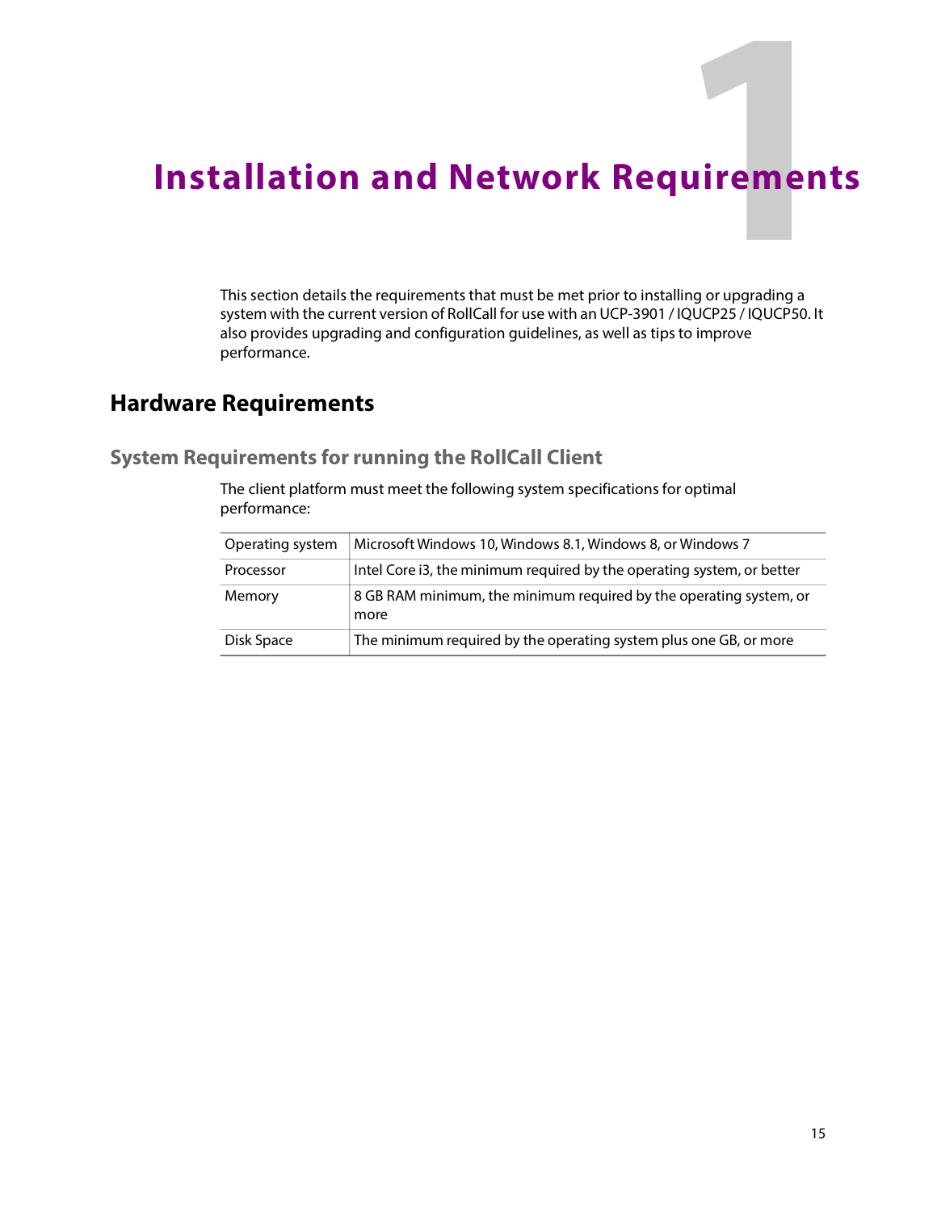# 1 Installation and Network Requirements

This section details the requirements that must be met prior to installing or upgrading a system with the current version of RollCall for use with an UCP-3901 / IQUCP25 / IQUCP50. It also provides upgrading and configuration guidelines, as well as tips to improve performance.

## Hardware Requirements

### System Requirements for running the RollCall Client

The client platform must meet the following system specifications for optimal performance:

| | |
|---|---|
| Operating system | Microsoft Windows 10, Windows 8.1, Windows 8, or Windows 7 |
| Processor | Intel Core i3, the minimum required by the operating system, or better |
| Memory | 8 GB RAM minimum, the minimum required by the operating system, or more |
| Disk Space | The minimum required by the operating system plus one GB, or more |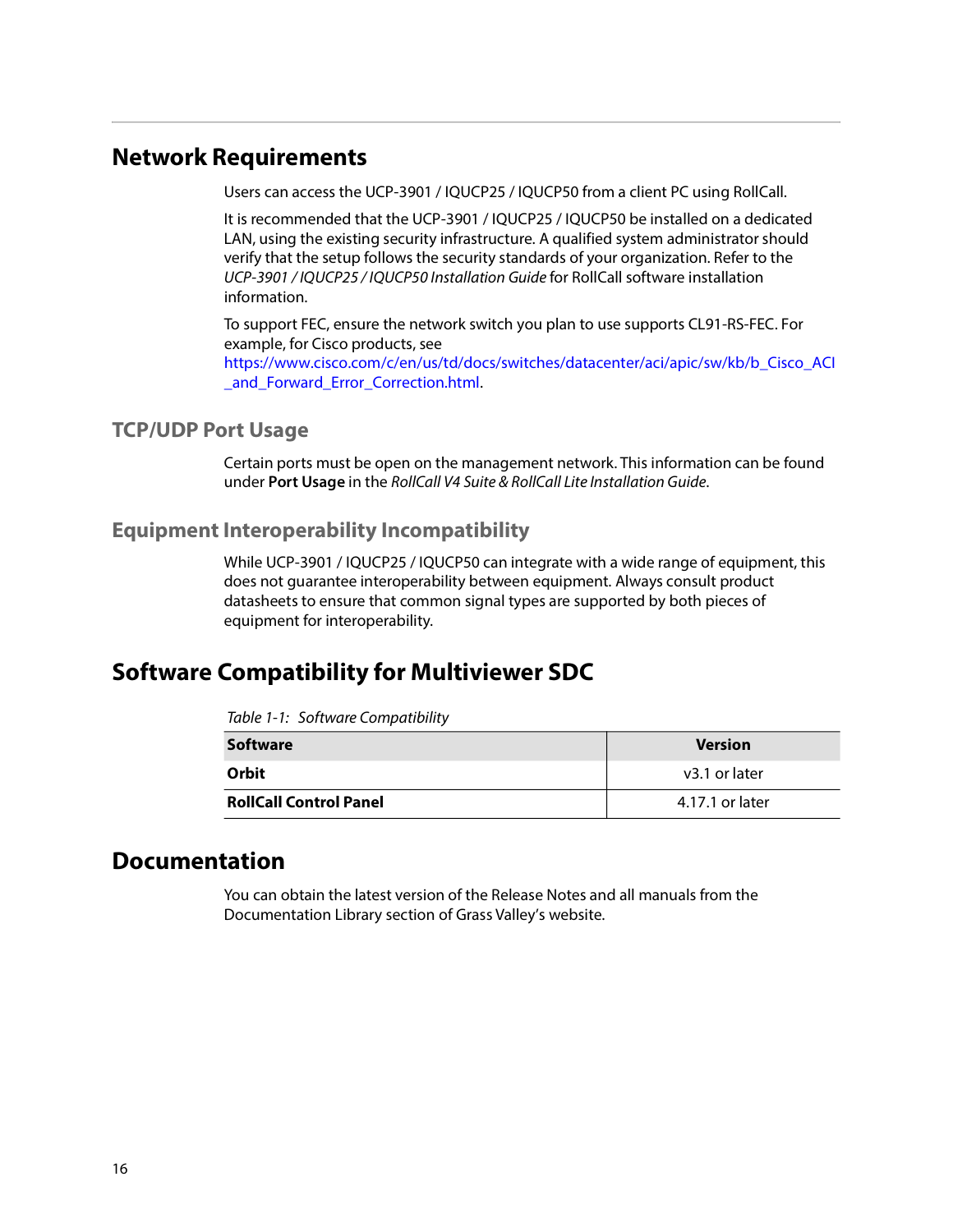## Network Requirements

Users can access the UCP-3901 / IQUCP25 / IQUCP50 from a client PC using RollCall.

It is recommended that the UCP-3901 / IQUCP25 / IQUCP50 be installed on a dedicated LAN, using the existing security infrastructure. A qualified system administrator should verify that the setup follows the security standards of your organization. Refer to the *UCP-3901 / IQUCP25 / IQUCP50 Installation Guide* for RollCall software installation information.

To support FEC, ensure the network switch you plan to use supports CL91-RS-FEC. For example, for Cisco products, see https://www.cisco.com/c/en/us/td/docs/switches/datacenter/aci/apic/sw/kb/b_Cisco_ACI_and_Forward_Error_Correction.html.

### TCP/UDP Port Usage

Certain ports must be open on the management network. This information can be found under **Port Usage** in the *RollCall V4 Suite & RollCall Lite Installation Guide*.

### Equipment Interoperability Incompatibility

While UCP-3901 / IQUCP25 / IQUCP50 can integrate with a wide range of equipment, this does not guarantee interoperability between equipment. Always consult product datasheets to ensure that common signal types are supported by both pieces of equipment for interoperability.

## Software Compatibility for Multiviewer SDC

*Table 1-1: Software Compatibility*

| Software | Version |
|---|---|
| **Orbit** | v3.1 or later |
| **RollCall Control Panel** | 4.17.1 or later |

## Documentation

You can obtain the latest version of the Release Notes and all manuals from the Documentation Library section of Grass Valley's website.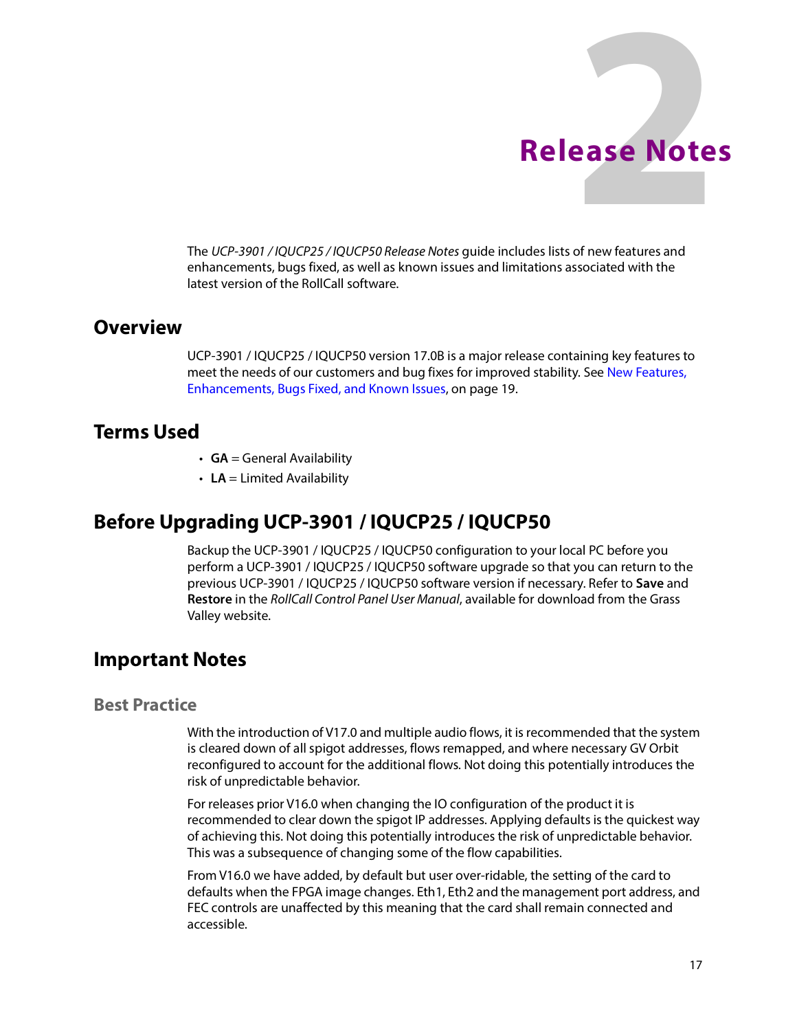# 2 Release Notes

The *UCP-3901 / IQUCP25 / IQUCP50 Release Notes* guide includes lists of new features and enhancements, bugs fixed, as well as known issues and limitations associated with the latest version of the RollCall software.

## Overview

UCP-3901 / IQUCP25 / IQUCP50 version 17.0B is a major release containing key features to meet the needs of our customers and bug fixes for improved stability. See New Features, Enhancements, Bugs Fixed, and Known Issues, on page 19.

## Terms Used

- **GA** = General Availability
- **LA** = Limited Availability

## Before Upgrading UCP-3901 / IQUCP25 / IQUCP50

Backup the UCP-3901 / IQUCP25 / IQUCP50 configuration to your local PC before you perform a UCP-3901 / IQUCP25 / IQUCP50 software upgrade so that you can return to the previous UCP-3901 / IQUCP25 / IQUCP50 software version if necessary. Refer to **Save** and **Restore** in the *RollCall Control Panel User Manual*, available for download from the Grass Valley website.

## Important Notes

### Best Practice

With the introduction of V17.0 and multiple audio flows, it is recommended that the system is cleared down of all spigot addresses, flows remapped, and where necessary GV Orbit reconfigured to account for the additional flows. Not doing this potentially introduces the risk of unpredictable behavior.

For releases prior V16.0 when changing the IO configuration of the product it is recommended to clear down the spigot IP addresses. Applying defaults is the quickest way of achieving this. Not doing this potentially introduces the risk of unpredictable behavior. This was a subsequence of changing some of the flow capabilities.

From V16.0 we have added, by default but user over-ridable, the setting of the card to defaults when the FPGA image changes. Eth1, Eth2 and the management port address, and FEC controls are unaffected by this meaning that the card shall remain connected and accessible.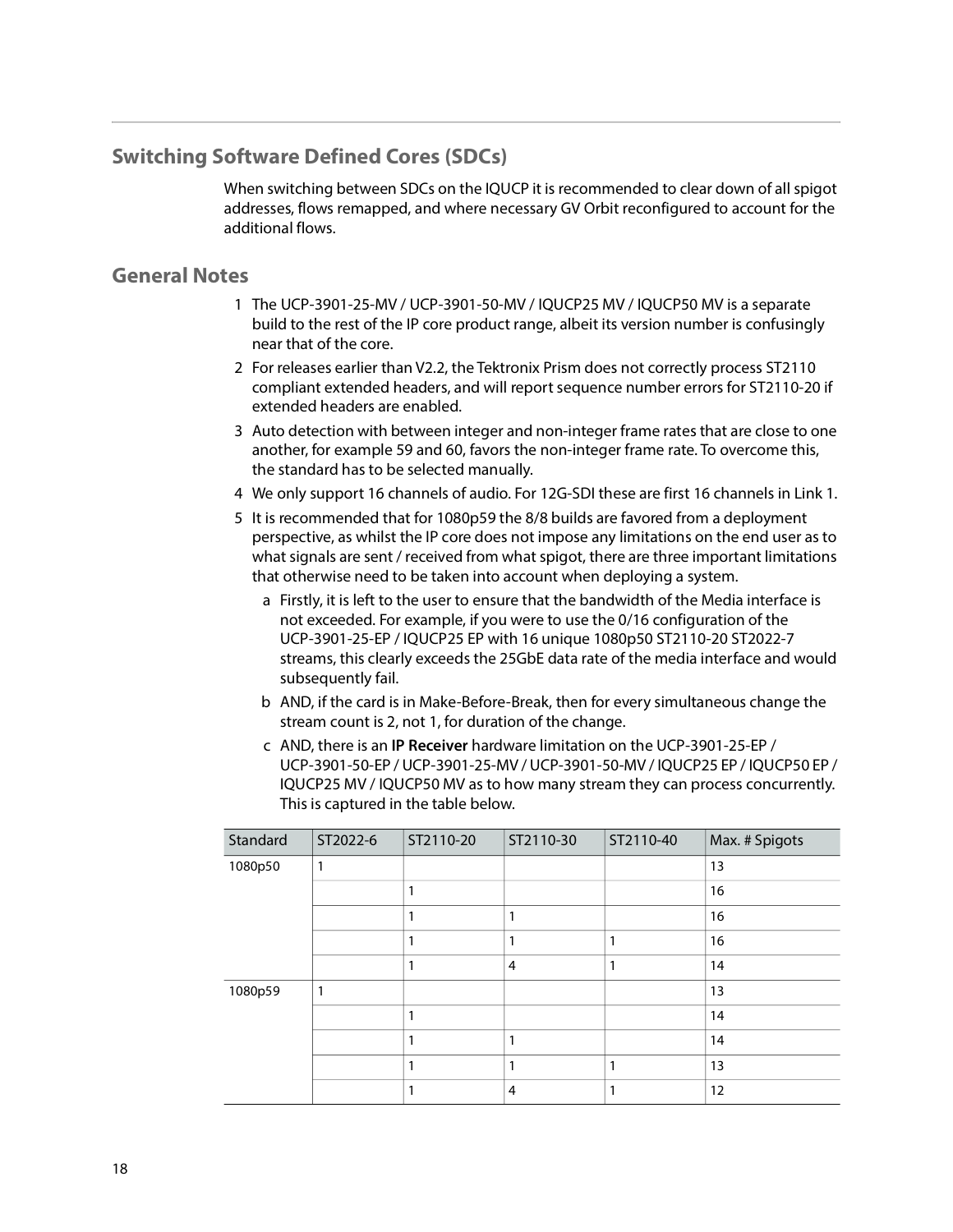## Switching Software Defined Cores (SDCs)

When switching between SDCs on the IQUCP it is recommended to clear down of all spigot addresses, flows remapped, and where necessary GV Orbit reconfigured to account for the additional flows.

## General Notes

1. The UCP-3901-25-MV / UCP-3901-50-MV / IQUCP25 MV / IQUCP50 MV is a separate build to the rest of the IP core product range, albeit its version number is confusingly near that of the core.
2. For releases earlier than V2.2, the Tektronix Prism does not correctly process ST2110 compliant extended headers, and will report sequence number errors for ST2110-20 if extended headers are enabled.
3. Auto detection with between integer and non-integer frame rates that are close to one another, for example 59 and 60, favors the non-integer frame rate. To overcome this, the standard has to be selected manually.
4. We only support 16 channels of audio. For 12G-SDI these are first 16 channels in Link 1.
5. It is recommended that for 1080p59 the 8/8 builds are favored from a deployment perspective, as whilst the IP core does not impose any limitations on the end user as to what signals are sent / received from what spigot, there are three important limitations that otherwise need to be taken into account when deploying a system.
   a. Firstly, it is left to the user to ensure that the bandwidth of the Media interface is not exceeded. For example, if you were to use the 0/16 configuration of the UCP-3901-25-EP / IQUCP25 EP with 16 unique 1080p50 ST2110-20 ST2022-7 streams, this clearly exceeds the 25GbE data rate of the media interface and would subsequently fail.
   b. AND, if the card is in Make-Before-Break, then for every simultaneous change the stream count is 2, not 1, for duration of the change.
   c. AND, there is an **IP Receiver** hardware limitation on the UCP-3901-25-EP / UCP-3901-50-EP / UCP-3901-25-MV / UCP-3901-50-MV / IQUCP25 EP / IQUCP50 EP / IQUCP25 MV / IQUCP50 MV as to how many stream they can process concurrently. This is captured in the table below.

| Standard | ST2022-6 | ST2110-20 | ST2110-30 | ST2110-40 | Max. # Spigots |
|---|---|---|---|---|---|
| 1080p50 | 1 | | | | 13 |
| | | 1 | | | 16 |
| | | 1 | 1 | | 16 |
| | | 1 | 1 | 1 | 16 |
| | | 1 | 4 | 1 | 14 |
| 1080p59 | 1 | | | | 13 |
| | | 1 | | | 14 |
| | | 1 | 1 | | 14 |
| | | 1 | 1 | 1 | 13 |
| | | 1 | 4 | 1 | 12 |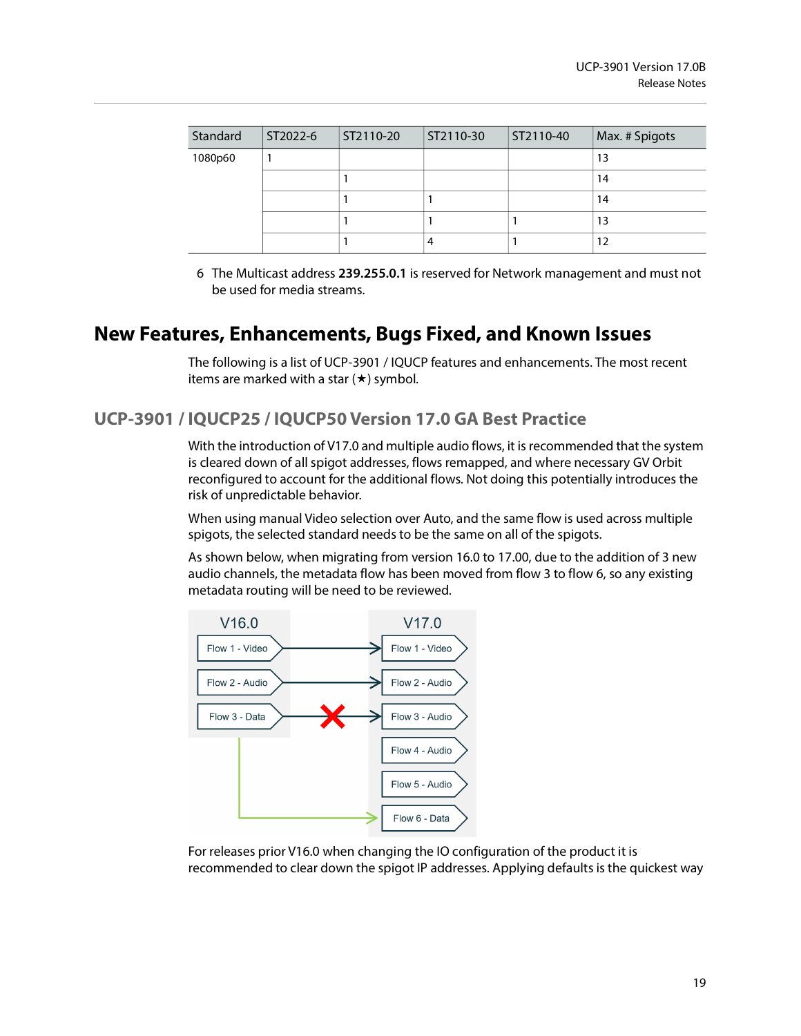| Standard | ST2022-6 | ST2110-20 | ST2110-30 | ST2110-40 | Max. # Spigots |
|---|---|---|---|---|---|
| 1080p60 | 1 | | | | 13 |
| | | 1 | | | 14 |
| | | 1 | 1 | | 14 |
| | | 1 | 1 | 1 | 13 |
| | | 1 | 4 | 1 | 12 |

6 The Multicast address **239.255.0.1** is reserved for Network management and must not be used for media streams.

# New Features, Enhancements, Bugs Fixed, and Known Issues

The following is a list of UCP-3901 / IQUCP features and enhancements. The most recent items are marked with a star (★) symbol.

## UCP-3901 / IQUCP25 / IQUCP50 Version 17.0 GA Best Practice

With the introduction of V17.0 and multiple audio flows, it is recommended that the system is cleared down of all spigot addresses, flows remapped, and where necessary GV Orbit reconfigured to account for the additional flows. Not doing this potentially introduces the risk of unpredictable behavior.

When using manual Video selection over Auto, and the same flow is used across multiple spigots, the selected standard needs to be the same on all of the spigots.

As shown below, when migrating from version 16.0 to 17.00, due to the addition of 3 new audio channels, the metadata flow has been moved from flow 3 to flow 6, so any existing metadata routing will be need to be reviewed.

| V16.0 | V17.0 |
|---|---|
| Flow 1 - Video | Flow 1 - Video |
| Flow 2 - Audio | Flow 2 - Audio |
| Flow 3 - Data | Flow 3 - Audio |
| | Flow 4 - Audio |
| | Flow 5 - Audio |
| | Flow 6 - Data |

For releases prior V16.0 when changing the IO configuration of the product it is recommended to clear down the spigot IP addresses. Applying defaults is the quickest way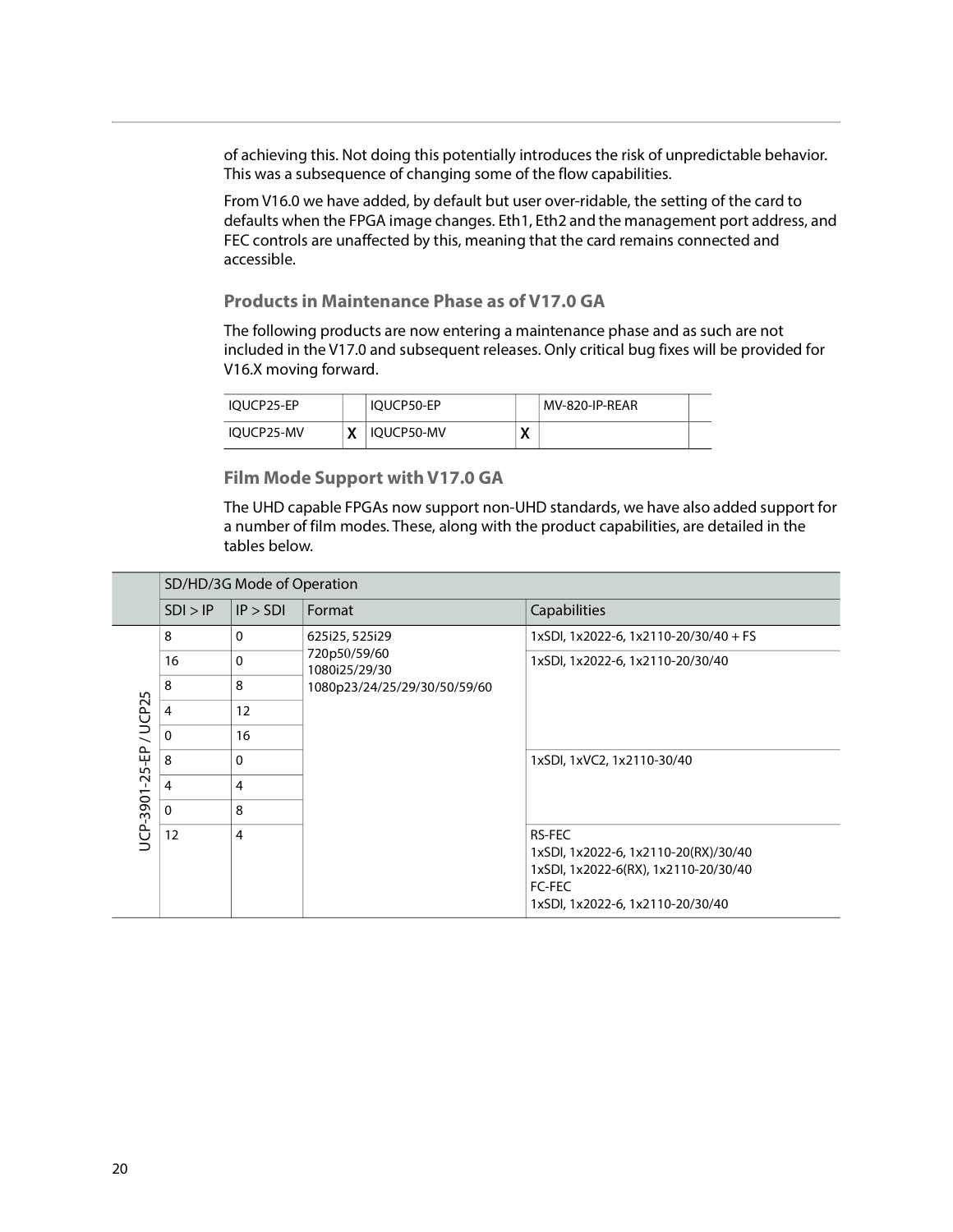of achieving this. Not doing this potentially introduces the risk of unpredictable behavior. This was a subsequence of changing some of the flow capabilities.

From V16.0 we have added, by default but user over-ridable, the setting of the card to defaults when the FPGA image changes. Eth1, Eth2 and the management port address, and FEC controls are unaffected by this, meaning that the card remains connected and accessible.

### Products in Maintenance Phase as of V17.0 GA

The following products are now entering a maintenance phase and as such are not included in the V17.0 and subsequent releases. Only critical bug fixes will be provided for V16.X moving forward.

| IQUCP25-EP | | IQUCP50-EP | | MV-820-IP-REAR | |
|---|---|---|---|---|---|
| IQUCP25-MV | X | IQUCP50-MV | X | | |

### Film Mode Support with V17.0 GA

The UHD capable FPGAs now support non-UHD standards, we have also added support for a number of film modes. These, along with the product capabilities, are detailed in the tables below.

| | SD/HD/3G Mode of Operation | | | |
|---|---|---|---|---|
| | SDI > IP | IP > SDI | Format | Capabilities |
| UCP-3901-25-EP / UCP25 | 8 | 0 | 625i25, 525i29<br>720p50/59/60<br>1080i25/29/30<br>1080p23/24/25/29/30/50/59/60 | 1xSDI, 1x2022-6, 1x2110-20/30/40 + FS |
| | 16 | 0 | | 1xSDI, 1x2022-6, 1x2110-20/30/40 |
| | 8 | 8 | | |
| | 4 | 12 | | |
| | 0 | 16 | | |
| | 8 | 0 | | 1xSDI, 1xVC2, 1x2110-30/40 |
| | 4 | 4 | | |
| | 0 | 8 | | |
| | 12 | 4 | | RS-FEC<br>1xSDI, 1x2022-6, 1x2110-20(RX)/30/40<br>1xSDI, 1x2022-6(RX), 1x2110-20/30/40<br>FC-FEC<br>1xSDI, 1x2022-6, 1x2110-20/30/40 |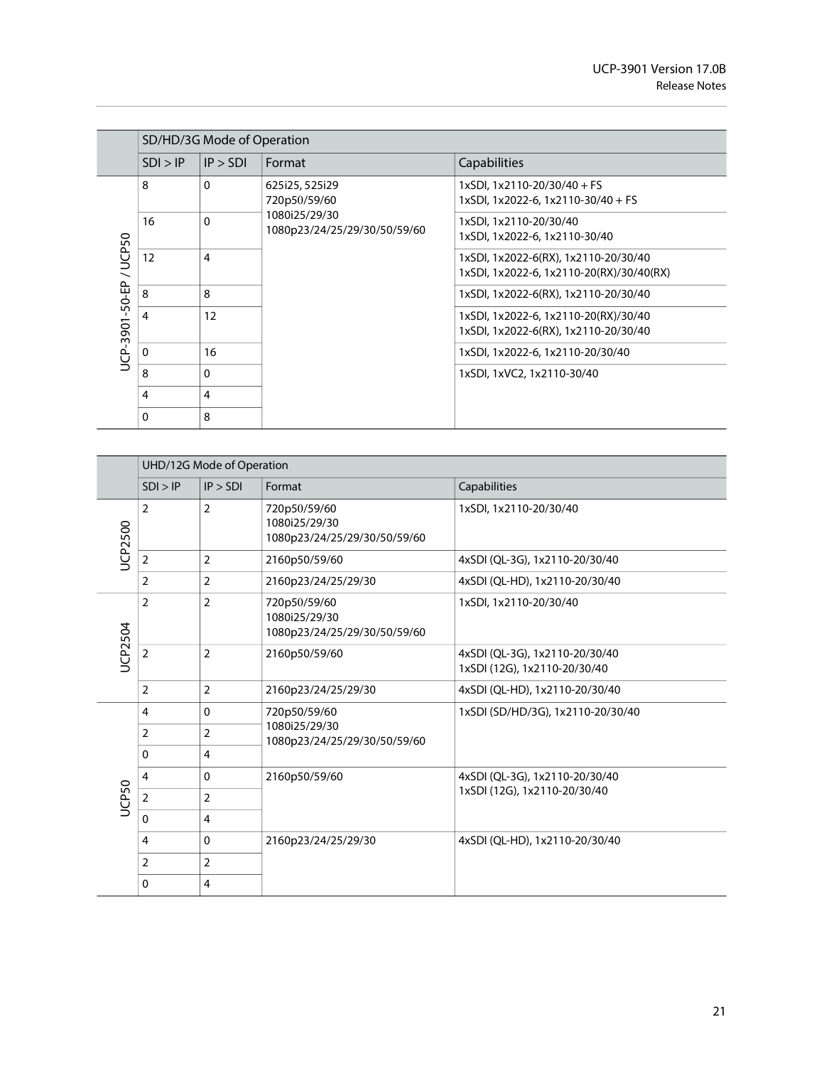| | SD/HD/3G Mode of Operation | | | |
|---|---|---|---|---|
| | SDI > IP | IP > SDI | Format | Capabilities |
| UCP-3901-50-EP / UCP50 | 8 | 0 | 625i25, 525i29<br>720p50/59/60<br>1080i25/29/30<br>1080p23/24/25/29/30/50/59/60 | 1xSDI, 1x2110-20/30/40 + FS<br>1xSDI, 1x2022-6, 1x2110-30/40 + FS |
| | 16 | 0 | | 1xSDI, 1x2110-20/30/40<br>1xSDI, 1x2022-6, 1x2110-30/40 |
| | 12 | 4 | | 1xSDI, 1x2022-6(RX), 1x2110-20/30/40<br>1xSDI, 1x2022-6, 1x2110-20(RX)/30/40(RX) |
| | 8 | 8 | | 1xSDI, 1x2022-6(RX), 1x2110-20/30/40 |
| | 4 | 12 | | 1xSDI, 1x2022-6, 1x2110-20(RX)/30/40<br>1xSDI, 1x2022-6(RX), 1x2110-20/30/40 |
| | 0 | 16 | | 1xSDI, 1x2022-6, 1x2110-20/30/40 |
| | 8 | 0 | | 1xSDI, 1xVC2, 1x2110-30/40 |
| | 4 | 4 | | |
| | 0 | 8 | | |

| | UHD/12G Mode of Operation | | | |
|---|---|---|---|---|
| | SDI > IP | IP > SDI | Format | Capabilities |
| UCP2500 | 2 | 2 | 720p50/59/60<br>1080i25/29/30<br>1080p23/24/25/29/30/50/59/60 | 1xSDI, 1x2110-20/30/40 |
| | 2 | 2 | 2160p50/59/60 | 4xSDI (QL-3G), 1x2110-20/30/40 |
| | 2 | 2 | 2160p23/24/25/29/30 | 4xSDI (QL-HD), 1x2110-20/30/40 |
| UCP2504 | 2 | 2 | 720p50/59/60<br>1080i25/29/30<br>1080p23/24/25/29/30/50/59/60 | 1xSDI, 1x2110-20/30/40 |
| | 2 | 2 | 2160p50/59/60 | 4xSDI (QL-3G), 1x2110-20/30/40<br>1xSDI (12G), 1x2110-20/30/40 |
| | 2 | 2 | 2160p23/24/25/29/30 | 4xSDI (QL-HD), 1x2110-20/30/40 |
| UCP50 | 4 | 0 | 720p50/59/60<br>1080i25/29/30<br>1080p23/24/25/29/30/50/59/60 | 1xSDI (SD/HD/3G), 1x2110-20/30/40 |
| | 2 | 2 | | |
| | 0 | 4 | | |
| | 4 | 0 | 2160p50/59/60 | 4xSDI (QL-3G), 1x2110-20/30/40<br>1xSDI (12G), 1x2110-20/30/40 |
| | 2 | 2 | | |
| | 0 | 4 | | |
| | 4 | 0 | 2160p23/24/25/29/30 | 4xSDI (QL-HD), 1x2110-20/30/40 |
| | 2 | 2 | | |
| | 0 | 4 | | |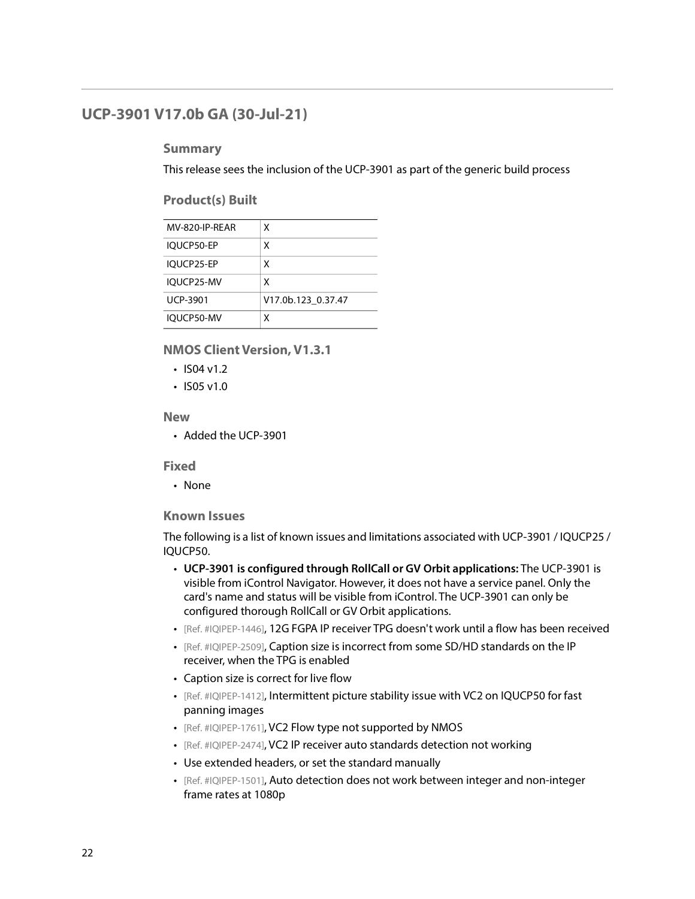## UCP-3901 V17.0b GA (30-Jul-21)

### Summary

This release sees the inclusion of the UCP-3901 as part of the generic build process

### Product(s) Built

| MV-820-IP-REAR | X |
|---|---|
| IQUCP50-EP | X |
| IQUCP25-EP | X |
| IQUCP25-MV | X |
| UCP-3901 | V17.0b.123_0.37.47 |
| IQUCP50-MV | X |

### NMOS Client Version, V1.3.1

- IS04 v1.2
- IS05 v1.0

### New

- Added the UCP-3901

### Fixed

- None

### Known Issues

The following is a list of known issues and limitations associated with UCP-3901 / IQUCP25 / IQUCP50.

- **UCP-3901 is configured through RollCall or GV Orbit applications:** The UCP-3901 is visible from iControl Navigator. However, it does not have a service panel. Only the card's name and status will be visible from iControl. The UCP-3901 can only be configured thorough RollCall or GV Orbit applications.
- [Ref. #IQIPEP-1446], 12G FGPA IP receiver TPG doesn't work until a flow has been received
- [Ref. #IQIPEP-2509], Caption size is incorrect from some SD/HD standards on the IP receiver, when the TPG is enabled
- Caption size is correct for live flow
- [Ref. #IQIPEP-1412], Intermittent picture stability issue with VC2 on IQUCP50 for fast panning images
- [Ref. #IQIPEP-1761], VC2 Flow type not supported by NMOS
- [Ref. #IQIPEP-2474], VC2 IP receiver auto standards detection not working
- Use extended headers, or set the standard manually
- [Ref. #IQIPEP-1501], Auto detection does not work between integer and non-integer frame rates at 1080p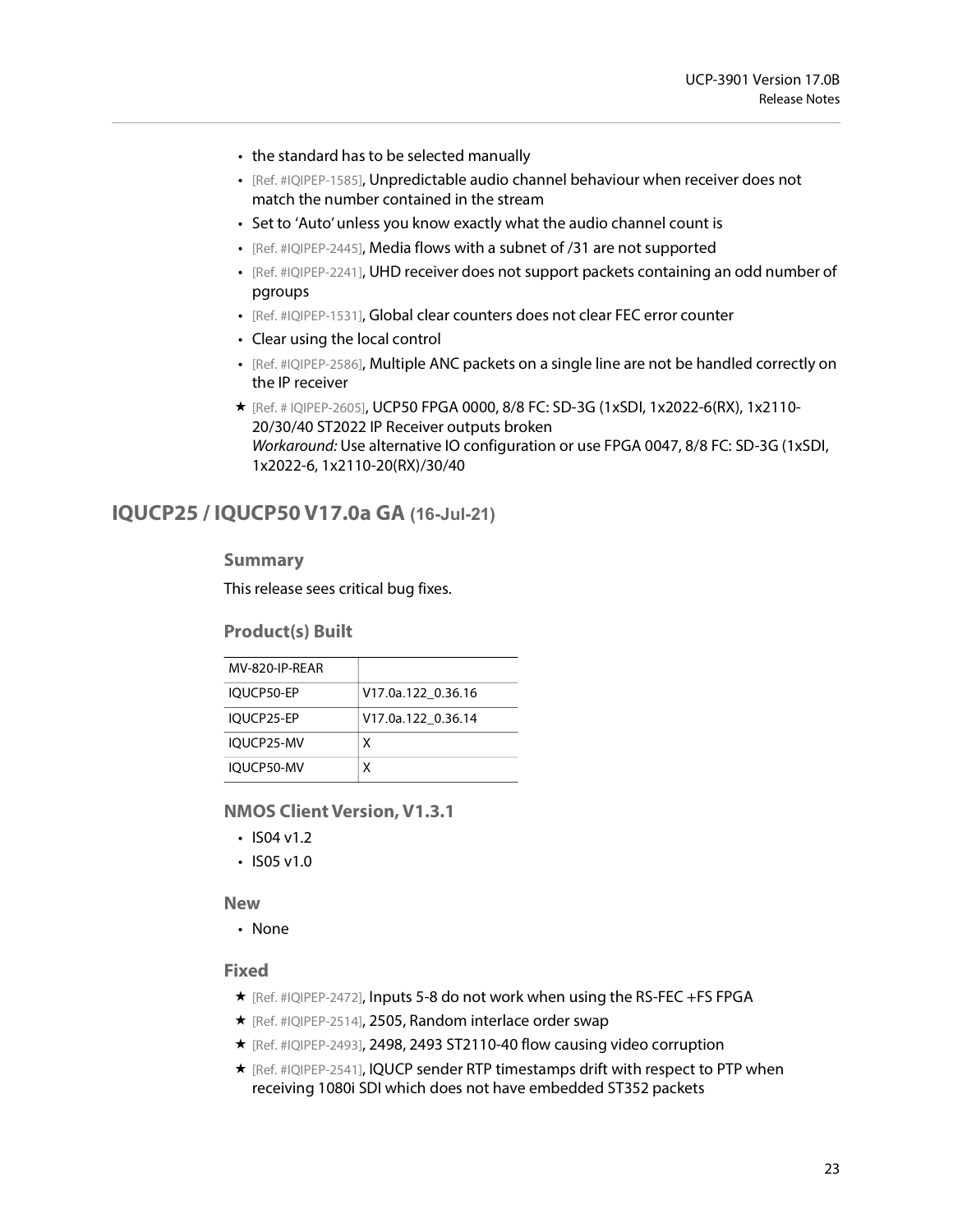- the standard has to be selected manually
- [Ref. #IQIPEP-1585], Unpredictable audio channel behaviour when receiver does not match the number contained in the stream
- Set to ‘Auto’ unless you know exactly what the audio channel count is
- [Ref. #IQIPEP-2445], Media flows with a subnet of /31 are not supported
- [Ref. #IQIPEP-2241], UHD receiver does not support packets containing an odd number of pgroups
- [Ref. #IQIPEP-1531], Global clear counters does not clear FEC error counter
- Clear using the local control
- [Ref. #IQIPEP-2586], Multiple ANC packets on a single line are not be handled correctly on the IP receiver

★ [Ref. # IQIPEP-2605], UCP50 FPGA 0000, 8/8 FC: SD-3G (1xSDI, 1x2022-6(RX), 1x2110-20/30/40 ST2022 IP Receiver outputs broken
*Workaround:* Use alternative IO configuration or use FPGA 0047, 8/8 FC: SD-3G (1xSDI, 1x2022-6, 1x2110-20(RX)/30/40

## IQUCP25 / IQUCP50 V17.0a GA (16-Jul-21)

### Summary

This release sees critical bug fixes.

### Product(s) Built

| MV-820-IP-REAR | |
|---|---|
| IQUCP50-EP | V17.0a.122_0.36.16 |
| IQUCP25-EP | V17.0a.122_0.36.14 |
| IQUCP25-MV | X |
| IQUCP50-MV | X |

### NMOS Client Version, V1.3.1

- IS04 v1.2
- IS05 v1.0

### New

- None

### Fixed

★ [Ref. #IQIPEP-2472], Inputs 5-8 do not work when using the RS-FEC +FS FPGA

★ [Ref. #IQIPEP-2514], 2505, Random interlace order swap

★ [Ref. #IQIPEP-2493], 2498, 2493 ST2110-40 flow causing video corruption

★ [Ref. #IQIPEP-2541], IQUCP sender RTP timestamps drift with respect to PTP when receiving 1080i SDI which does not have embedded ST352 packets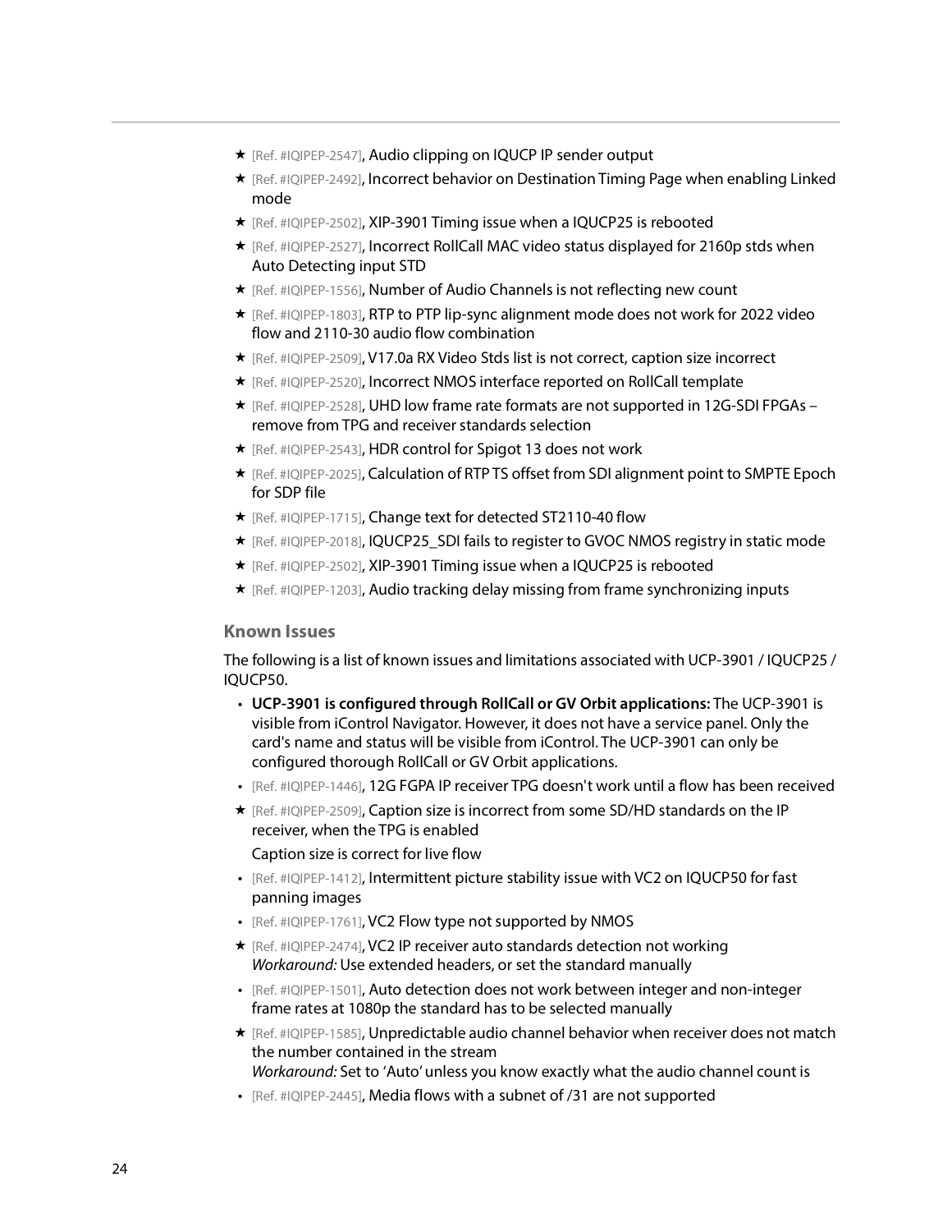- ★ [Ref. #IQIPEP-2547], Audio clipping on IQUCP IP sender output
- ★ [Ref. #IQIPEP-2492], Incorrect behavior on Destination Timing Page when enabling Linked mode
- ★ [Ref. #IQIPEP-2502], XIP-3901 Timing issue when a IQUCP25 is rebooted
- ★ [Ref. #IQIPEP-2527], Incorrect RollCall MAC video status displayed for 2160p stds when Auto Detecting input STD
- ★ [Ref. #IQIPEP-1556], Number of Audio Channels is not reflecting new count
- ★ [Ref. #IQIPEP-1803], RTP to PTP lip-sync alignment mode does not work for 2022 video flow and 2110-30 audio flow combination
- ★ [Ref. #IQIPEP-2509], V17.0a RX Video Stds list is not correct, caption size incorrect
- ★ [Ref. #IQIPEP-2520], Incorrect NMOS interface reported on RollCall template
- ★ [Ref. #IQIPEP-2528], UHD low frame rate formats are not supported in 12G-SDI FPGAs – remove from TPG and receiver standards selection
- ★ [Ref. #IQIPEP-2543], HDR control for Spigot 13 does not work
- ★ [Ref. #IQIPEP-2025], Calculation of RTP TS offset from SDI alignment point to SMPTE Epoch for SDP file
- ★ [Ref. #IQIPEP-1715], Change text for detected ST2110-40 flow
- ★ [Ref. #IQIPEP-2018], IQUCP25_SDI fails to register to GVOC NMOS registry in static mode
- ★ [Ref. #IQIPEP-2502], XIP-3901 Timing issue when a IQUCP25 is rebooted
- ★ [Ref. #IQIPEP-1203], Audio tracking delay missing from frame synchronizing inputs

### Known Issues

The following is a list of known issues and limitations associated with UCP-3901 / IQUCP25 / IQUCP50.

- **UCP-3901 is configured through RollCall or GV Orbit applications:** The UCP-3901 is visible from iControl Navigator. However, it does not have a service panel. Only the card's name and status will be visible from iControl. The UCP-3901 can only be configured thorough RollCall or GV Orbit applications.
- [Ref. #IQIPEP-1446], 12G FGPA IP receiver TPG doesn't work until a flow has been received
- ★ [Ref. #IQIPEP-2509], Caption size is incorrect from some SD/HD standards on the IP receiver, when the TPG is enabled

  Caption size is correct for live flow
- [Ref. #IQIPEP-1412], Intermittent picture stability issue with VC2 on IQUCP50 for fast panning images
- [Ref. #IQIPEP-1761], VC2 Flow type not supported by NMOS
- ★ [Ref. #IQIPEP-2474], VC2 IP receiver auto standards detection not working
  *Workaround:* Use extended headers, or set the standard manually
- [Ref. #IQIPEP-1501], Auto detection does not work between integer and non-integer frame rates at 1080p the standard has to be selected manually
- ★ [Ref. #IQIPEP-1585], Unpredictable audio channel behavior when receiver does not match the number contained in the stream
  *Workaround:* Set to 'Auto' unless you know exactly what the audio channel count is
- [Ref. #IQIPEP-2445], Media flows with a subnet of /31 are not supported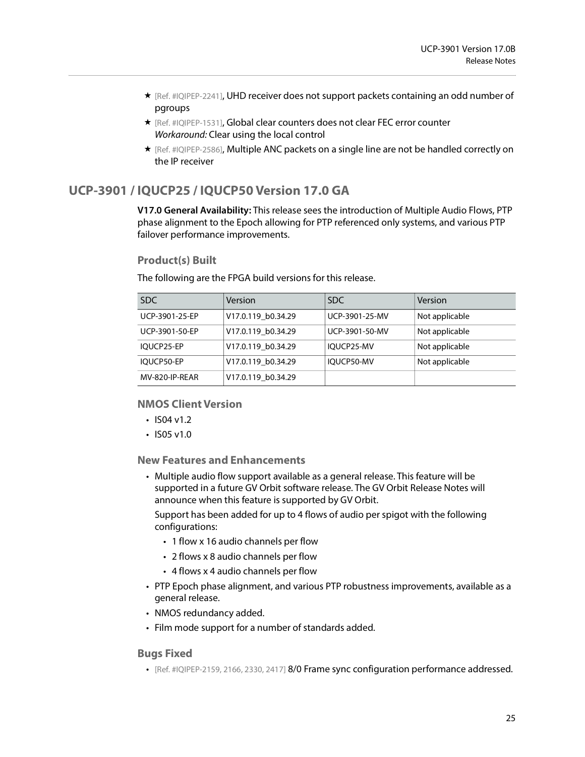★ [Ref. #IQIPEP-2241], UHD receiver does not support packets containing an odd number of pgroups

★ [Ref. #IQIPEP-1531], Global clear counters does not clear FEC error counter
*Workaround:* Clear using the local control

★ [Ref. #IQIPEP-2586], Multiple ANC packets on a single line are not be handled correctly on the IP receiver

## UCP-3901 / IQUCP25 / IQUCP50 Version 17.0 GA

**V17.0 General Availability:** This release sees the introduction of Multiple Audio Flows, PTP phase alignment to the Epoch allowing for PTP referenced only systems, and various PTP failover performance improvements.

### Product(s) Built

The following are the FPGA build versions for this release.

| SDC | Version | SDC | Version |
|---|---|---|---|
| UCP-3901-25-EP | V17.0.119_b0.34.29 | UCP-3901-25-MV | Not applicable |
| UCP-3901-50-EP | V17.0.119_b0.34.29 | UCP-3901-50-MV | Not applicable |
| IQUCP25-EP | V17.0.119_b0.34.29 | IQUCP25-MV | Not applicable |
| IQUCP50-EP | V17.0.119_b0.34.29 | IQUCP50-MV | Not applicable |
| MV-820-IP-REAR | V17.0.119_b0.34.29 | | |

### NMOS Client Version

- IS04 v1.2
- IS05 v1.0

### New Features and Enhancements

- Multiple audio flow support available as a general release. This feature will be supported in a future GV Orbit software release. The GV Orbit Release Notes will announce when this feature is supported by GV Orbit.

  Support has been added for up to 4 flows of audio per spigot with the following configurations:
  - 1 flow x 16 audio channels per flow
  - 2 flows x 8 audio channels per flow
  - 4 flows x 4 audio channels per flow
- PTP Epoch phase alignment, and various PTP robustness improvements, available as a general release.
- NMOS redundancy added.
- Film mode support for a number of standards added.

### Bugs Fixed

- [Ref. #IQIPEP-2159, 2166, 2330, 2417] 8/0 Frame sync configuration performance addressed.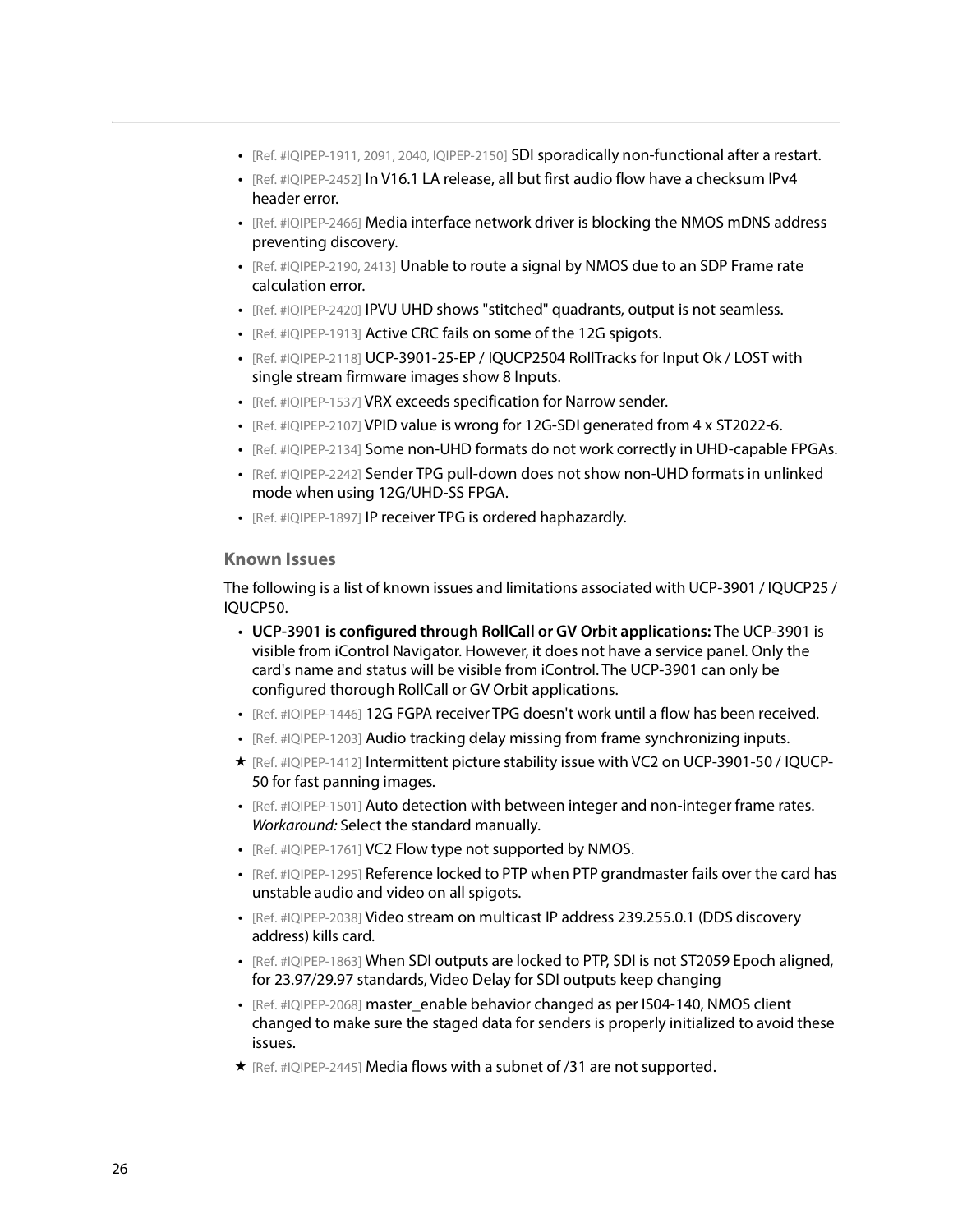- [Ref. #IQIPEP-1911, 2091, 2040, IQIPEP-2150] SDI sporadically non-functional after a restart.
- [Ref. #IQIPEP-2452] In V16.1 LA release, all but first audio flow have a checksum IPv4 header error.
- [Ref. #IQIPEP-2466] Media interface network driver is blocking the NMOS mDNS address preventing discovery.
- [Ref. #IQIPEP-2190, 2413] Unable to route a signal by NMOS due to an SDP Frame rate calculation error.
- [Ref. #IQIPEP-2420] IPVU UHD shows "stitched" quadrants, output is not seamless.
- [Ref. #IQIPEP-1913] Active CRC fails on some of the 12G spigots.
- [Ref. #IQIPEP-2118] UCP-3901-25-EP / IQUCP2504 RollTracks for Input Ok / LOST with single stream firmware images show 8 Inputs.
- [Ref. #IQIPEP-1537] VRX exceeds specification for Narrow sender.
- [Ref. #IQIPEP-2107] VPID value is wrong for 12G-SDI generated from 4 x ST2022-6.
- [Ref. #IQIPEP-2134] Some non-UHD formats do not work correctly in UHD-capable FPGAs.
- [Ref. #IQIPEP-2242] Sender TPG pull-down does not show non-UHD formats in unlinked mode when using 12G/UHD-SS FPGA.
- [Ref. #IQIPEP-1897] IP receiver TPG is ordered haphazardly.

### Known Issues

The following is a list of known issues and limitations associated with UCP-3901 / IQUCP25 / IQUCP50.

- **UCP-3901 is configured through RollCall or GV Orbit applications:** The UCP-3901 is visible from iControl Navigator. However, it does not have a service panel. Only the card's name and status will be visible from iControl. The UCP-3901 can only be configured thorough RollCall or GV Orbit applications.
- [Ref. #IQIPEP-1446] 12G FGPA receiver TPG doesn't work until a flow has been received.
- [Ref. #IQIPEP-1203] Audio tracking delay missing from frame synchronizing inputs.
- ★ [Ref. #IQIPEP-1412] Intermittent picture stability issue with VC2 on UCP-3901-50 / IQUCP-50 for fast panning images.
- [Ref. #IQIPEP-1501] Auto detection with between integer and non-integer frame rates. *Workaround:* Select the standard manually.
- [Ref. #IQIPEP-1761] VC2 Flow type not supported by NMOS.
- [Ref. #IQIPEP-1295] Reference locked to PTP when PTP grandmaster fails over the card has unstable audio and video on all spigots.
- [Ref. #IQIPEP-2038] Video stream on multicast IP address 239.255.0.1 (DDS discovery address) kills card.
- [Ref. #IQIPEP-1863] When SDI outputs are locked to PTP, SDI is not ST2059 Epoch aligned, for 23.97/29.97 standards, Video Delay for SDI outputs keep changing
- [Ref. #IQIPEP-2068] master_enable behavior changed as per IS04-140, NMOS client changed to make sure the staged data for senders is properly initialized to avoid these issues.
- ★ [Ref. #IQIPEP-2445] Media flows with a subnet of /31 are not supported.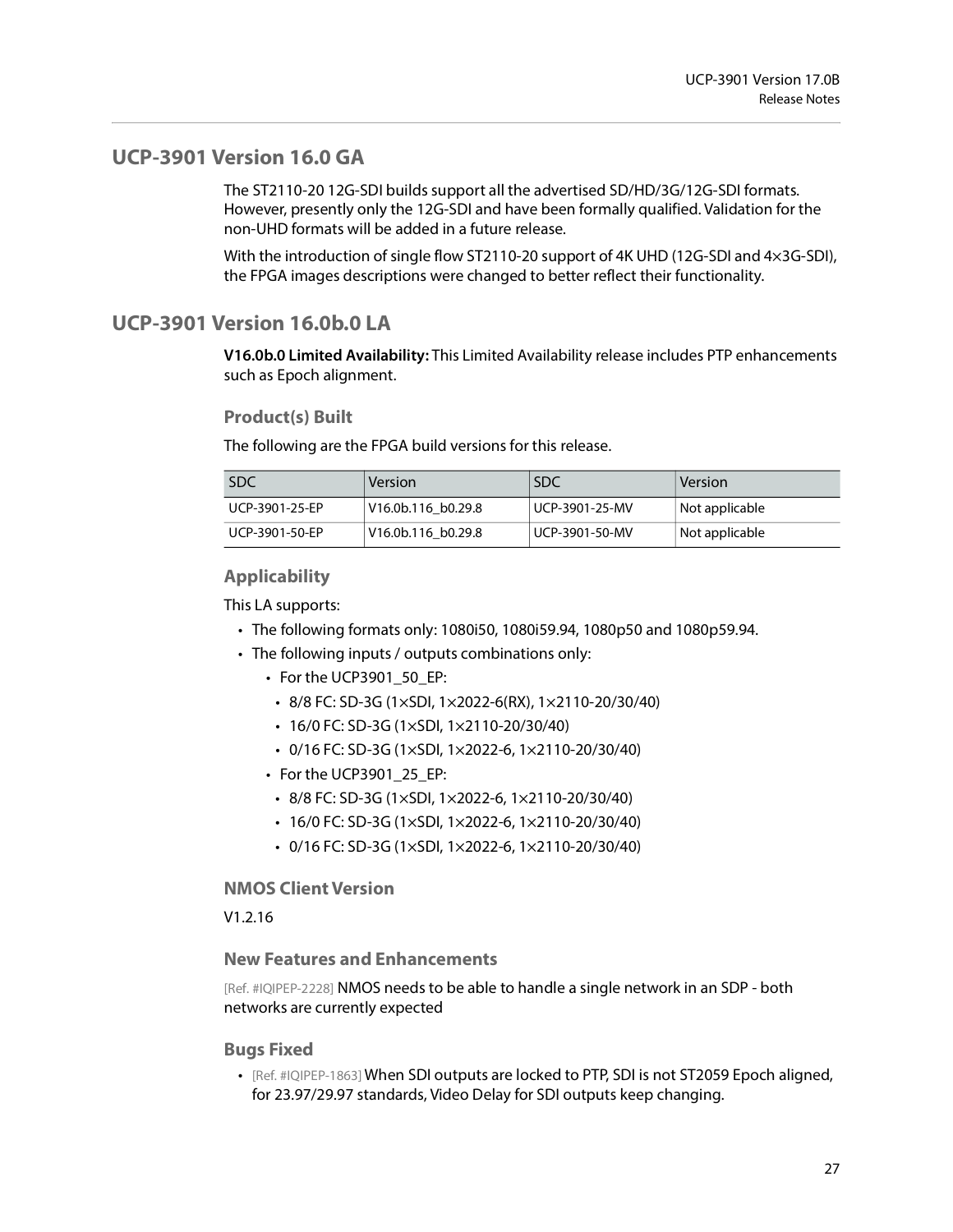## UCP-3901 Version 16.0 GA

The ST2110-20 12G-SDI builds support all the advertised SD/HD/3G/12G-SDI formats. However, presently only the 12G-SDI and have been formally qualified. Validation for the non-UHD formats will be added in a future release.

With the introduction of single flow ST2110-20 support of 4K UHD (12G-SDI and 4×3G-SDI), the FPGA images descriptions were changed to better reflect their functionality.

## UCP-3901 Version 16.0b.0 LA

**V16.0b.0 Limited Availability:** This Limited Availability release includes PTP enhancements such as Epoch alignment.

### Product(s) Built

The following are the FPGA build versions for this release.

| SDC | Version | SDC | Version |
|---|---|---|---|
| UCP-3901-25-EP | V16.0b.116_b0.29.8 | UCP-3901-25-MV | Not applicable |
| UCP-3901-50-EP | V16.0b.116_b0.29.8 | UCP-3901-50-MV | Not applicable |

### Applicability

This LA supports:

- The following formats only: 1080i50, 1080i59.94, 1080p50 and 1080p59.94.
- The following inputs / outputs combinations only:
  - For the UCP3901_50_EP:
    - 8/8 FC: SD-3G (1×SDI, 1×2022-6(RX), 1×2110-20/30/40)
    - 16/0 FC: SD-3G (1×SDI, 1×2110-20/30/40)
    - 0/16 FC: SD-3G (1×SDI, 1×2022-6, 1×2110-20/30/40)
  - For the UCP3901_25_EP:
    - 8/8 FC: SD-3G (1×SDI, 1×2022-6, 1×2110-20/30/40)
    - 16/0 FC: SD-3G (1×SDI, 1×2022-6, 1×2110-20/30/40)
    - 0/16 FC: SD-3G (1×SDI, 1×2022-6, 1×2110-20/30/40)

### NMOS Client Version

V1.2.16

### New Features and Enhancements

[Ref. #IQIPEP-2228] NMOS needs to be able to handle a single network in an SDP - both networks are currently expected

### Bugs Fixed

- [Ref. #IQIPEP-1863] When SDI outputs are locked to PTP, SDI is not ST2059 Epoch aligned, for 23.97/29.97 standards, Video Delay for SDI outputs keep changing.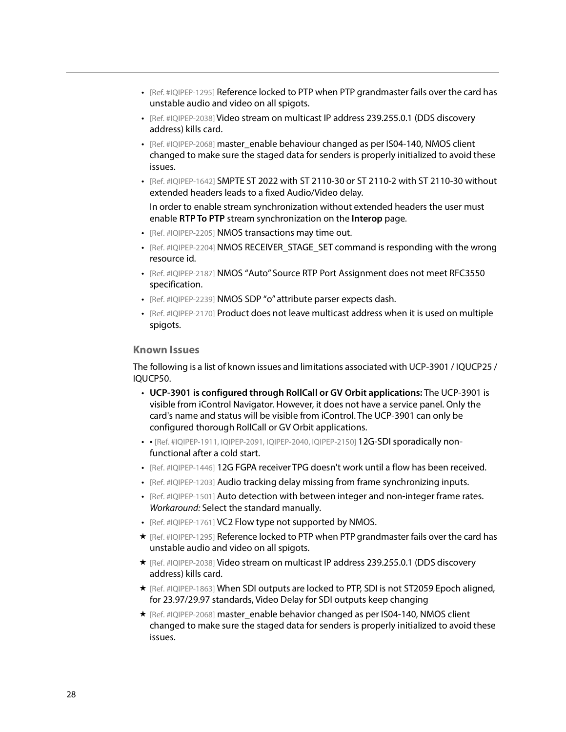- [Ref. #IQIPEP-1295] Reference locked to PTP when PTP grandmaster fails over the card has unstable audio and video on all spigots.
- [Ref. #IQIPEP-2038] Video stream on multicast IP address 239.255.0.1 (DDS discovery address) kills card.
- [Ref. #IQIPEP-2068] master_enable behaviour changed as per IS04-140, NMOS client changed to make sure the staged data for senders is properly initialized to avoid these issues.
- [Ref. #IQIPEP-1642] SMPTE ST 2022 with ST 2110-30 or ST 2110-2 with ST 2110-30 without extended headers leads to a fixed Audio/Video delay.

  In order to enable stream synchronization without extended headers the user must enable **RTP To PTP** stream synchronization on the **Interop** page.
- [Ref. #IQIPEP-2205] NMOS transactions may time out.
- [Ref. #IQIPEP-2204] NMOS RECEIVER_STAGE_SET command is responding with the wrong resource id.
- [Ref. #IQIPEP-2187] NMOS "Auto" Source RTP Port Assignment does not meet RFC3550 specification.
- [Ref. #IQIPEP-2239] NMOS SDP "o" attribute parser expects dash.
- [Ref. #IQIPEP-2170] Product does not leave multicast address when it is used on multiple spigots.

### Known Issues

The following is a list of known issues and limitations associated with UCP-3901 / IQUCP25 / IQUCP50.

- **UCP-3901 is configured through RollCall or GV Orbit applications:** The UCP-3901 is visible from iControl Navigator. However, it does not have a service panel. Only the card's name and status will be visible from iControl. The UCP-3901 can only be configured thorough RollCall or GV Orbit applications.
- • [Ref. #IQIPEP-1911, IQIPEP-2091, IQIPEP-2040, IQIPEP-2150] 12G-SDI sporadically non-functional after a cold start.
- [Ref. #IQIPEP-1446] 12G FGPA receiver TPG doesn't work until a flow has been received.
- [Ref. #IQIPEP-1203] Audio tracking delay missing from frame synchronizing inputs.
- [Ref. #IQIPEP-1501] Auto detection with between integer and non-integer frame rates. *Workaround:* Select the standard manually.
- [Ref. #IQIPEP-1761] VC2 Flow type not supported by NMOS.
- ★ [Ref. #IQIPEP-1295] Reference locked to PTP when PTP grandmaster fails over the card has unstable audio and video on all spigots.
- ★ [Ref. #IQIPEP-2038] Video stream on multicast IP address 239.255.0.1 (DDS discovery address) kills card.
- ★ [Ref. #IQIPEP-1863] When SDI outputs are locked to PTP, SDI is not ST2059 Epoch aligned, for 23.97/29.97 standards, Video Delay for SDI outputs keep changing
- ★ [Ref. #IQIPEP-2068] master_enable behavior changed as per IS04-140, NMOS client changed to make sure the staged data for senders is properly initialized to avoid these issues.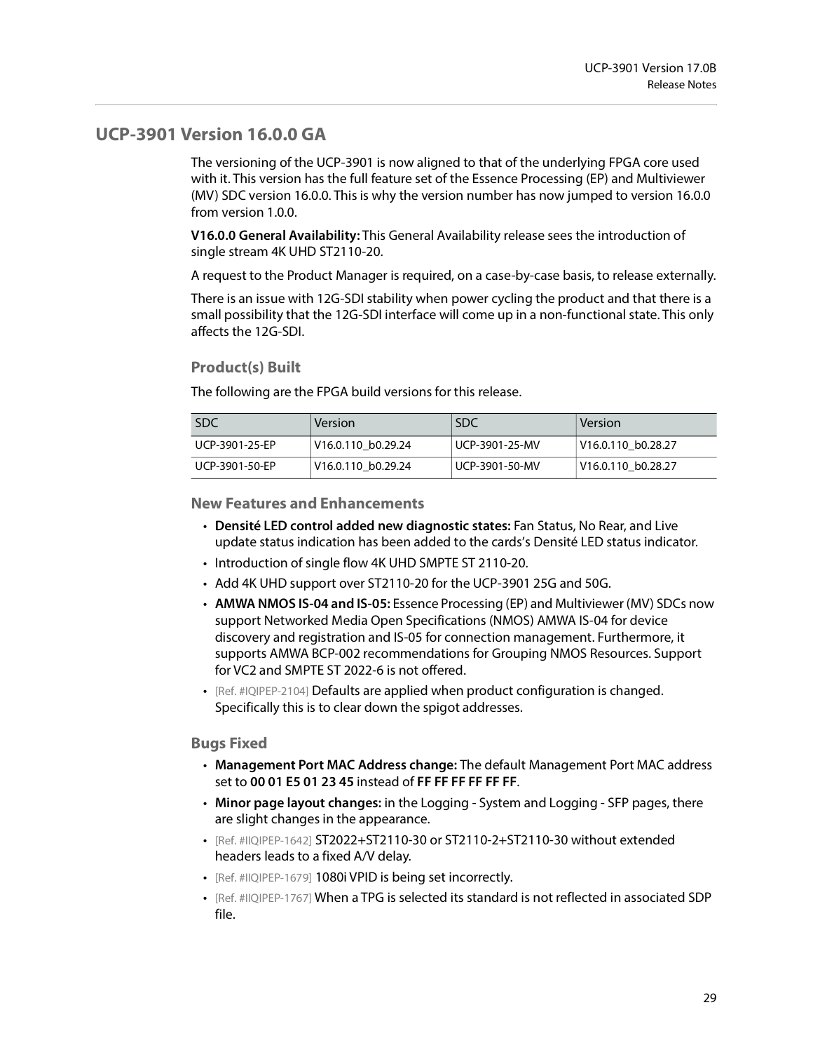## UCP-3901 Version 16.0.0 GA

The versioning of the UCP-3901 is now aligned to that of the underlying FPGA core used with it. This version has the full feature set of the Essence Processing (EP) and Multiviewer (MV) SDC version 16.0.0. This is why the version number has now jumped to version 16.0.0 from version 1.0.0.

**V16.0.0 General Availability:** This General Availability release sees the introduction of single stream 4K UHD ST2110-20.

A request to the Product Manager is required, on a case-by-case basis, to release externally.

There is an issue with 12G-SDI stability when power cycling the product and that there is a small possibility that the 12G-SDI interface will come up in a non-functional state. This only affects the 12G-SDI.

### Product(s) Built

The following are the FPGA build versions for this release.

| SDC | Version | SDC | Version |
|---|---|---|---|
| UCP-3901-25-EP | V16.0.110_b0.29.24 | UCP-3901-25-MV | V16.0.110_b0.28.27 |
| UCP-3901-50-EP | V16.0.110_b0.29.24 | UCP-3901-50-MV | V16.0.110_b0.28.27 |

### New Features and Enhancements

- **Densité LED control added new diagnostic states:** Fan Status, No Rear, and Live update status indication has been added to the cards's Densité LED status indicator.
- Introduction of single flow 4K UHD SMPTE ST 2110-20.
- Add 4K UHD support over ST2110-20 for the UCP-3901 25G and 50G.
- **AMWA NMOS IS-04 and IS-05:** Essence Processing (EP) and Multiviewer (MV) SDCs now support Networked Media Open Specifications (NMOS) AMWA IS-04 for device discovery and registration and IS-05 for connection management. Furthermore, it supports AMWA BCP-002 recommendations for Grouping NMOS Resources. Support for VC2 and SMPTE ST 2022-6 is not offered.
- [Ref. #IQIPEP-2104] Defaults are applied when product configuration is changed. Specifically this is to clear down the spigot addresses.

### Bugs Fixed

- **Management Port MAC Address change:** The default Management Port MAC address set to **00 01 E5 01 23 45** instead of **FF FF FF FF FF FF**.
- **Minor page layout changes:** in the Logging - System and Logging - SFP pages, there are slight changes in the appearance.
- [Ref. #IIQIPEP-1642] ST2022+ST2110-30 or ST2110-2+ST2110-30 without extended headers leads to a fixed A/V delay.
- [Ref. #IIQIPEP-1679] 1080i VPID is being set incorrectly.
- [Ref. #IIQIPEP-1767] When a TPG is selected its standard is not reflected in associated SDP file.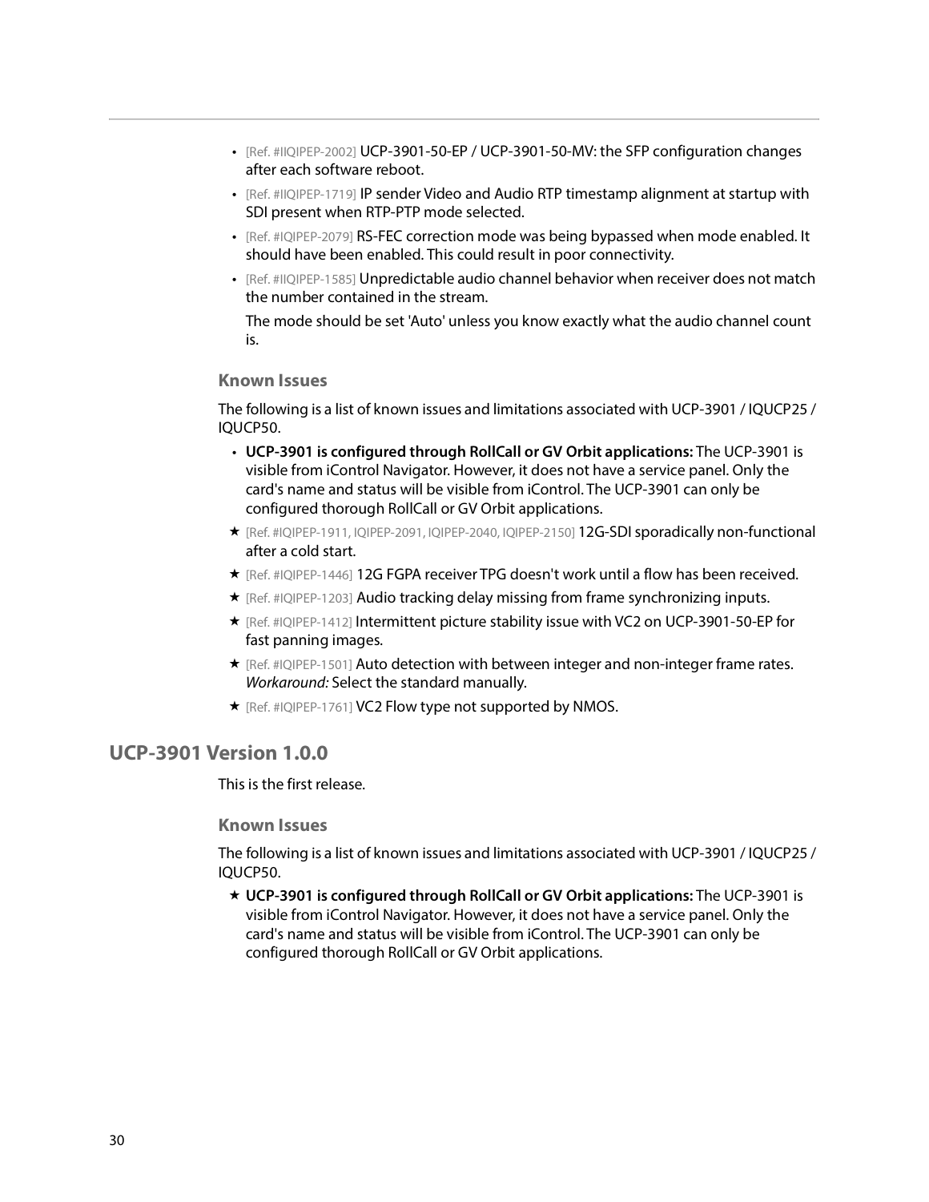- [Ref. #IIQIPEP-2002] UCP-3901-50-EP / UCP-3901-50-MV: the SFP configuration changes after each software reboot.
- [Ref. #IIQIPEP-1719] IP sender Video and Audio RTP timestamp alignment at startup with SDI present when RTP-PTP mode selected.
- [Ref. #IIQIPEP-2079] RS-FEC correction mode was being bypassed when mode enabled. It should have been enabled. This could result in poor connectivity.
- [Ref. #IIQIPEP-1585] Unpredictable audio channel behavior when receiver does not match the number contained in the stream.

  The mode should be set 'Auto' unless you know exactly what the audio channel count is.

### Known Issues

The following is a list of known issues and limitations associated with UCP-3901 / IQUCP25 / IQUCP50.

- **UCP-3901 is configured through RollCall or GV Orbit applications:** The UCP-3901 is visible from iControl Navigator. However, it does not have a service panel. Only the card's name and status will be visible from iControl. The UCP-3901 can only be configured thorough RollCall or GV Orbit applications.
- ★ [Ref. #IQIPEP-1911, IQIPEP-2091, IQIPEP-2040, IQIPEP-2150] 12G-SDI sporadically non-functional after a cold start.
- ★ [Ref. #IQIPEP-1446] 12G FGPA receiver TPG doesn't work until a flow has been received.
- ★ [Ref. #IQIPEP-1203] Audio tracking delay missing from frame synchronizing inputs.
- ★ [Ref. #IQIPEP-1412] Intermittent picture stability issue with VC2 on UCP-3901-50-EP for fast panning images.
- ★ [Ref. #IQIPEP-1501] Auto detection with between integer and non-integer frame rates. *Workaround:* Select the standard manually.
- ★ [Ref. #IQIPEP-1761] VC2 Flow type not supported by NMOS.

## UCP-3901 Version 1.0.0

This is the first release.

### Known Issues

The following is a list of known issues and limitations associated with UCP-3901 / IQUCP25 / IQUCP50.

- ★ **UCP-3901 is configured through RollCall or GV Orbit applications:** The UCP-3901 is visible from iControl Navigator. However, it does not have a service panel. Only the card's name and status will be visible from iControl. The UCP-3901 can only be configured thorough RollCall or GV Orbit applications.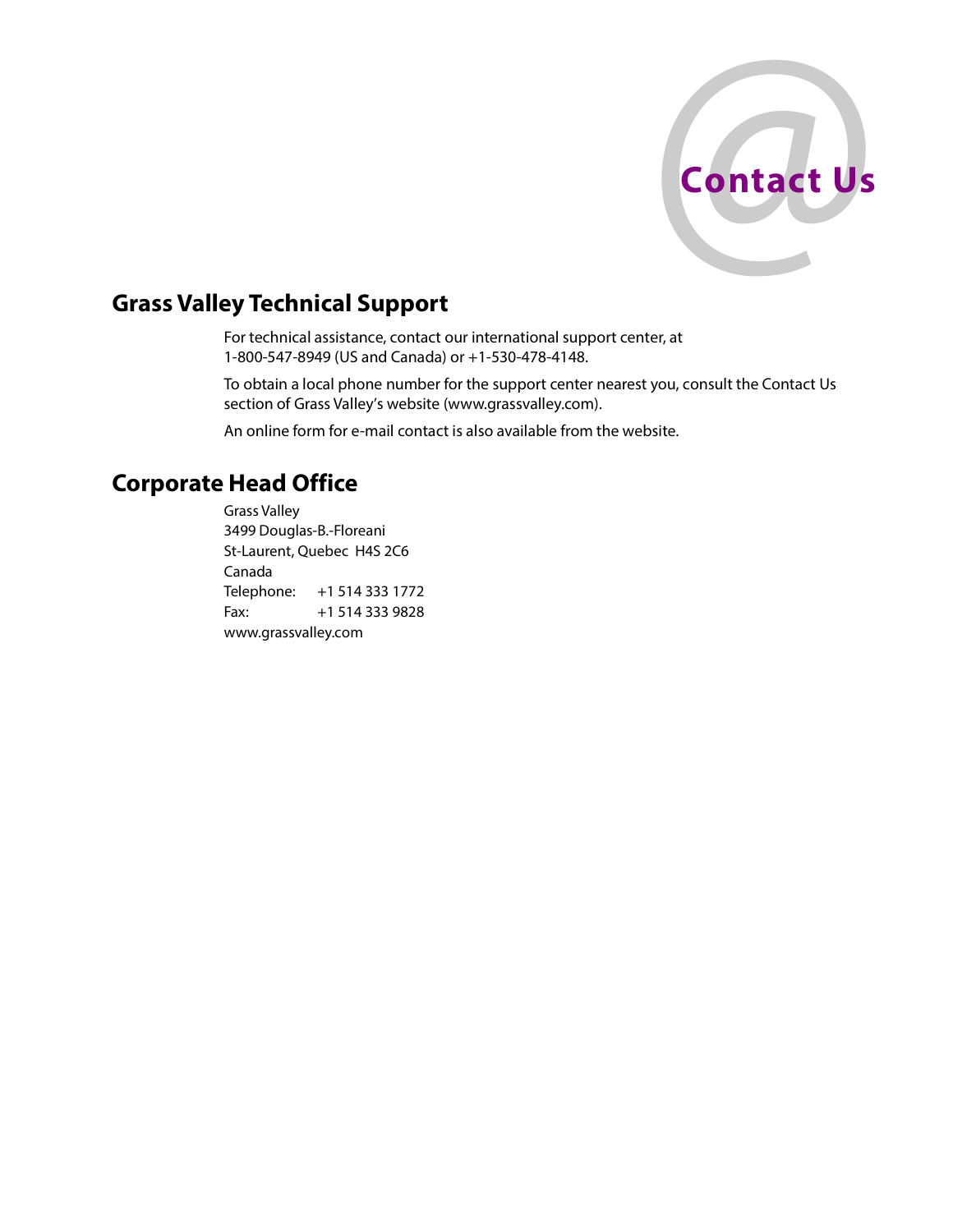# Contact Us

## Grass Valley Technical Support

For technical assistance, contact our international support center, at 1-800-547-8949 (US and Canada) or +1-530-478-4148.

To obtain a local phone number for the support center nearest you, consult the Contact Us section of Grass Valley's website (www.grassvalley.com).

An online form for e-mail contact is also available from the website.

## Corporate Head Office

Grass Valley
3499 Douglas-B.-Floreani
St-Laurent, Quebec  H4S 2C6
Canada
Telephone: +1 514 333 1772
Fax: +1 514 333 9828
www.grassvalley.com